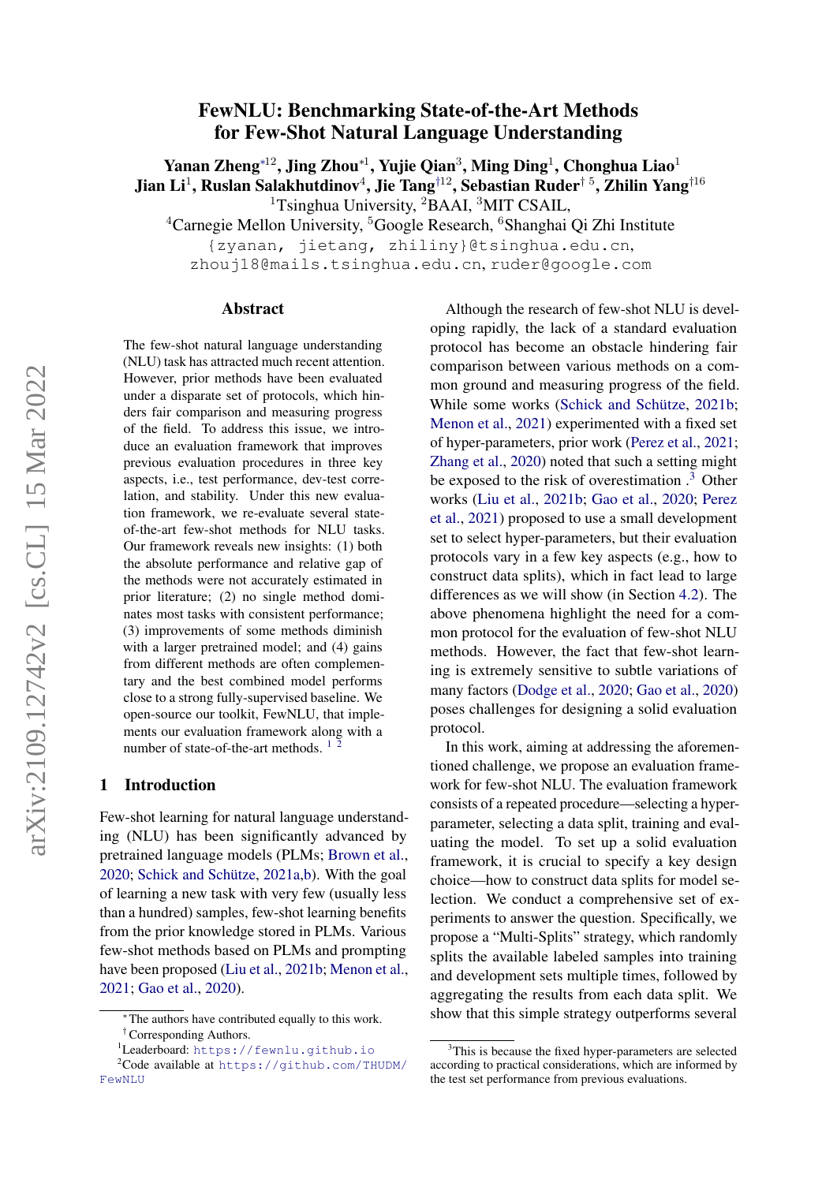# FewNLU: Benchmarking State-of-the-Art Methods for Few-Shot Natural Language Understanding

**Yanan Zheng**[*12], **Jing Zhou**[*1], **Yujie Qian**[3], **Ming Ding**[1], **Chonghua Liao**[1]
**Jian Li**[1], **Ruslan Salakhutdinov**[4], **Jie Tang**[†12], **Sebastian Ruder**[† 5], **Zhilin Yang**[†16]

[1]Tsinghua University, [2]BAAI, [3]MIT CSAIL,
[4]Carnegie Mellon University, [5]Google Research, [6]Shanghai Qi Zhi Institute

{zyanan, jietang, zhiliny}@tsinghua.edu.cn,
zhouj18@mails.tsinghua.edu.cn, ruder@google.com

## Abstract

The few-shot natural language understanding (NLU) task has attracted much recent attention. However, prior methods have been evaluated under a disparate set of protocols, which hinders fair comparison and measuring progress of the field. To address this issue, we introduce an evaluation framework that improves previous evaluation procedures in three key aspects, i.e., test performance, dev-test correlation, and stability. Under this new evaluation framework, we re-evaluate several state-of-the-art few-shot methods for NLU tasks. Our framework reveals new insights: (1) both the absolute performance and relative gap of the methods were not accurately estimated in prior literature; (2) no single method dominates most tasks with consistent performance; (3) improvements of some methods diminish with a larger pretrained model; and (4) gains from different methods are often complementary and the best combined model performs close to a strong fully-supervised baseline. We open-source our toolkit, FewNLU, that implements our evaluation framework along with a number of state-of-the-art methods. [1] [2]

## 1 Introduction

Few-shot learning for natural language understanding (NLU) has been significantly advanced by pretrained language models (PLMs; Brown et al., 2020; Schick and Schütze, 2021a,b). With the goal of learning a new task with very few (usually less than a hundred) samples, few-shot learning benefits from the prior knowledge stored in PLMs. Various few-shot methods based on PLMs and prompting have been proposed (Liu et al., 2021b; Menon et al., 2021; Gao et al., 2020).

Although the research of few-shot NLU is developing rapidly, the lack of a standard evaluation protocol has become an obstacle hindering fair comparison between various methods on a common ground and measuring progress of the field. While some works (Schick and Schütze, 2021b; Menon et al., 2021) experimented with a fixed set of hyper-parameters, prior work (Perez et al., 2021; Zhang et al., 2020) noted that such a setting might be exposed to the risk of overestimation .[3] Other works (Liu et al., 2021b; Gao et al., 2020; Perez et al., 2021) proposed to use a small development set to select hyper-parameters, but their evaluation protocols vary in a few key aspects (e.g., how to construct data splits), which in fact lead to large differences as we will show (in Section 4.2). The above phenomena highlight the need for a common protocol for the evaluation of few-shot NLU methods. However, the fact that few-shot learning is extremely sensitive to subtle variations of many factors (Dodge et al., 2020; Gao et al., 2020) poses challenges for designing a solid evaluation protocol.

In this work, aiming at addressing the aforementioned challenge, we propose an evaluation framework for few-shot NLU. The evaluation framework consists of a repeated procedure—selecting a hyper-parameter, selecting a data split, training and evaluating the model. To set up a solid evaluation framework, it is crucial to specify a key design choice—how to construct data splits for model selection. We conduct a comprehensive set of experiments to answer the question. Specifically, we propose a "Multi-Splits" strategy, which randomly splits the available labeled samples into training and development sets multiple times, followed by aggregating the results from each data split. We show that this simple strategy outperforms several

---

*The authors have contributed equally to this work.
†Corresponding Authors.
[1]Leaderboard: https://fewnlu.github.io
[2]Code available at https://github.com/THUDM/FewNLU
[3]This is because the fixed hyper-parameters are selected according to practical considerations, which are informed by the test set performance from previous evaluations.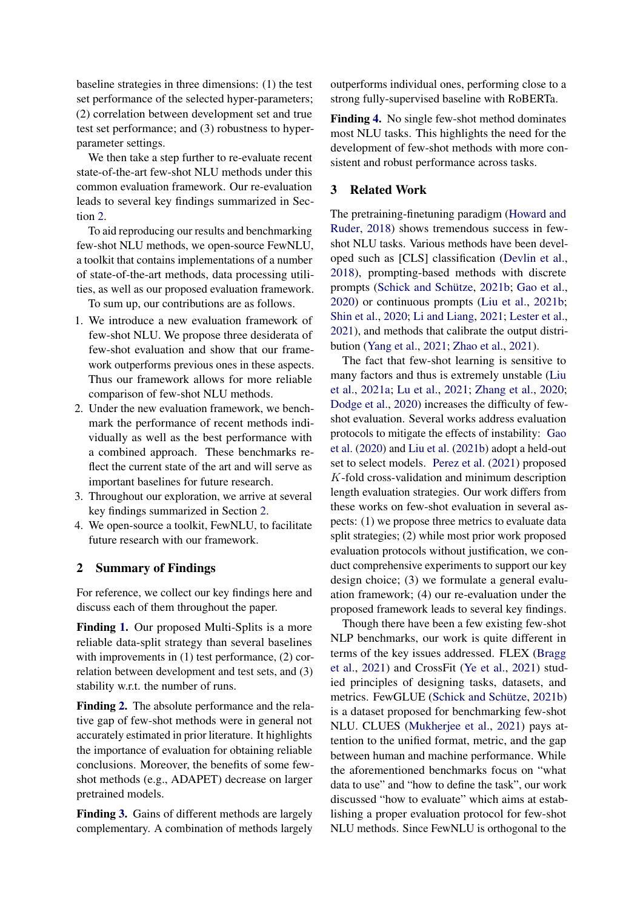baseline strategies in three dimensions: (1) the test set performance of the selected hyper-parameters; (2) correlation between development set and true test set performance; and (3) robustness to hyper-parameter settings.

We then take a step further to re-evaluate recent state-of-the-art few-shot NLU methods under this common evaluation framework. Our re-evaluation leads to several key findings summarized in Section 2.

To aid reproducing our results and benchmarking few-shot NLU methods, we open-source FewNLU, a toolkit that contains implementations of a number of state-of-the-art methods, data processing utilities, as well as our proposed evaluation framework.

To sum up, our contributions are as follows.

1. We introduce a new evaluation framework of few-shot NLU. We propose three desiderata of few-shot evaluation and show that our framework outperforms previous ones in these aspects. Thus our framework allows for more reliable comparison of few-shot NLU methods.
2. Under the new evaluation framework, we benchmark the performance of recent methods individually as well as the best performance with a combined approach. These benchmarks reflect the current state of the art and will serve as important baselines for future research.
3. Throughout our exploration, we arrive at several key findings summarized in Section 2.
4. We open-source a toolkit, FewNLU, to facilitate future research with our framework.

## 2 Summary of Findings

For reference, we collect our key findings here and discuss each of them throughout the paper.

**Finding 1.** Our proposed Multi-Splits is a more reliable data-split strategy than several baselines with improvements in (1) test performance, (2) correlation between development and test sets, and (3) stability w.r.t. the number of runs.

**Finding 2.** The absolute performance and the relative gap of few-shot methods were in general not accurately estimated in prior literature. It highlights the importance of evaluation for obtaining reliable conclusions. Moreover, the benefits of some few-shot methods (e.g., ADAPET) decrease on larger pretrained models.

**Finding 3.** Gains of different methods are largely complementary. A combination of methods largely outperforms individual ones, performing close to a strong fully-supervised baseline with RoBERTa.

**Finding 4.** No single few-shot method dominates most NLU tasks. This highlights the need for the development of few-shot methods with more consistent and robust performance across tasks.

## 3 Related Work

The pretraining-finetuning paradigm (Howard and Ruder, 2018) shows tremendous success in few-shot NLU tasks. Various methods have been developed such as [CLS] classification (Devlin et al., 2018), prompting-based methods with discrete prompts (Schick and Schütze, 2021b; Gao et al., 2020) or continuous prompts (Liu et al., 2021b; Shin et al., 2020; Li and Liang, 2021; Lester et al., 2021), and methods that calibrate the output distribution (Yang et al., 2021; Zhao et al., 2021).

The fact that few-shot learning is sensitive to many factors and thus is extremely unstable (Liu et al., 2021a; Lu et al., 2021; Zhang et al., 2020; Dodge et al., 2020) increases the difficulty of few-shot evaluation. Several works address evaluation protocols to mitigate the effects of instability: Gao et al. (2020) and Liu et al. (2021b) adopt a held-out set to select models. Perez et al. (2021) proposed $K$-fold cross-validation and minimum description length evaluation strategies. Our work differs from these works on few-shot evaluation in several aspects: (1) we propose three metrics to evaluate data split strategies; (2) while most prior work proposed evaluation protocols without justification, we conduct comprehensive experiments to support our key design choice; (3) we formulate a general evaluation framework; (4) our re-evaluation under the proposed framework leads to several key findings.

Though there have been a few existing few-shot NLP benchmarks, our work is quite different in terms of the key issues addressed. FLEX (Bragg et al., 2021) and CrossFit (Ye et al., 2021) studied principles of designing tasks, datasets, and metrics. FewGLUE (Schick and Schütze, 2021b) is a dataset proposed for benchmarking few-shot NLU. CLUES (Mukherjee et al., 2021) pays attention to the unified format, metric, and the gap between human and machine performance. While the aforementioned benchmarks focus on "what data to use" and "how to define the task", our work discussed "how to evaluate" which aims at establishing a proper evaluation protocol for few-shot NLU methods. Since FewNLU is orthogonal to the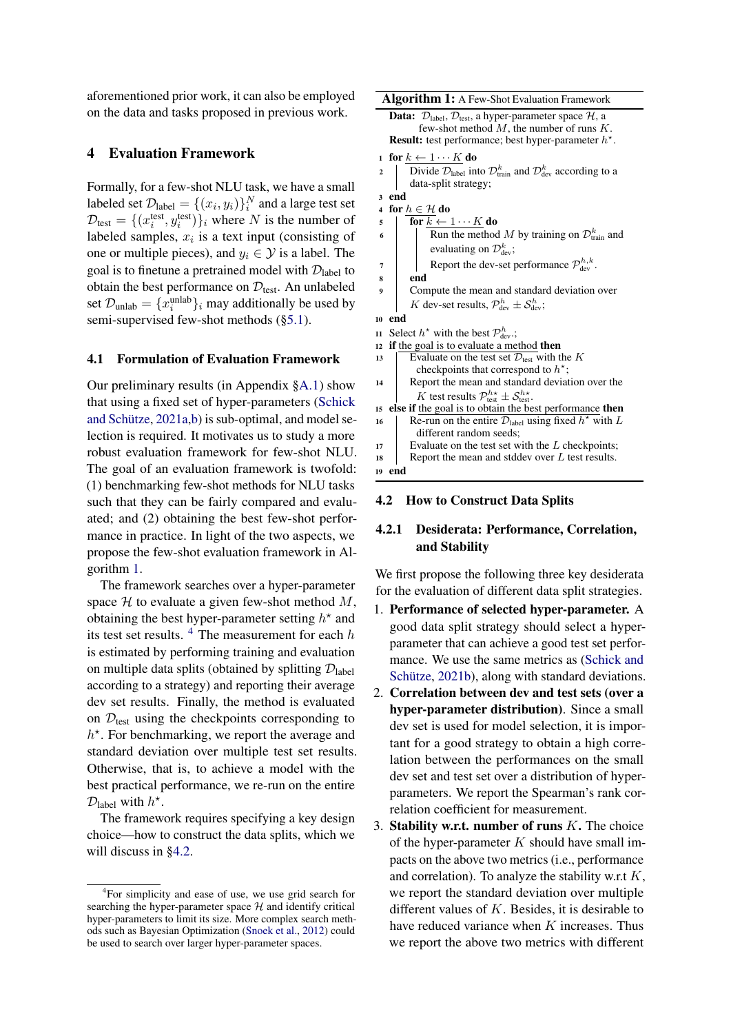aforementioned prior work, it can also be employed on the data and tasks proposed in previous work.

## 4 Evaluation Framework

Formally, for a few-shot NLU task, we have a small labeled set $\mathcal{D}_{\text{label}} = \{(x_i, y_i)\}_i^N$ and a large test set $\mathcal{D}_{\text{test}} = \{(x_i^{\text{test}}, y_i^{\text{test}})\}_i$ where $N$ is the number of labeled samples, $x_i$ is a text input (consisting of one or multiple pieces), and $y_i \in \mathcal{Y}$ is a label. The goal is to finetune a pretrained model with $\mathcal{D}_{\text{label}}$ to obtain the best performance on $\mathcal{D}_{\text{test}}$. An unlabeled set $\mathcal{D}_{\text{unlab}} = \{x_i^{\text{unlab}}\}_i$ may additionally be used by semi-supervised few-shot methods (§5.1).

### 4.1 Formulation of Evaluation Framework

Our preliminary results (in Appendix §A.1) show that using a fixed set of hyper-parameters (Schick and Schütze, 2021a,b) is sub-optimal, and model selection is required. It motivates us to study a more robust evaluation framework for few-shot NLU. The goal of an evaluation framework is twofold: (1) benchmarking few-shot methods for NLU tasks such that they can be fairly compared and evaluated; and (2) obtaining the best few-shot performance in practice. In light of the two aspects, we propose the few-shot evaluation framework in Algorithm 1.

The framework searches over a hyper-parameter space $\mathcal{H}$ to evaluate a given few-shot method $M$, obtaining the best hyper-parameter setting $h^\star$ and its test set results. [4] The measurement for each $h$ is estimated by performing training and evaluation on multiple data splits (obtained by splitting $\mathcal{D}_{\text{label}}$ according to a strategy) and reporting their average dev set results. Finally, the method is evaluated on $\mathcal{D}_{\text{test}}$ using the checkpoints corresponding to $h^\star$. For benchmarking, we report the average and standard deviation over multiple test set results. Otherwise, that is, to achieve a model with the best practical performance, we re-run on the entire $\mathcal{D}_{\text{label}}$ with $h^\star$.

The framework requires specifying a key design choice—how to construct the data splits, which we will discuss in §4.2.

[4] For simplicity and ease of use, we use grid search for searching the hyper-parameter space $\mathcal{H}$ and identify critical hyper-parameters to limit its size. More complex search methods such as Bayesian Optimization (Snoek et al., 2012) could be used to search over larger hyper-parameter spaces.

**Algorithm 1:** A Few-Shot Evaluation Framework

**Data:** $\mathcal{D}_{\text{label}}$, $\mathcal{D}_{\text{test}}$, a hyper-parameter space $\mathcal{H}$, a few-shot method $M$, the number of runs $K$.
**Result:** test performance; best hyper-parameter $h^\star$.

```
1  for k ← 1···K do
2      Divide D_label into D^k_train and D^k_dev according to a data-split strategy;
3  end
4  for h ∈ H do
5      for k ← 1···K do
6          Run the method M by training on D^k_train and evaluating on D^k_dev;
7          Report the dev-set performance P^{h,k}_dev.
8      end
9      Compute the mean and standard deviation over K dev-set results, P^h_dev ± S^h_dev;
10 end
11 Select h* with the best P^h_dev.;
12 if the goal is to evaluate a method then
13     Evaluate on the test set D_test with the K checkpoints that correspond to h*;
14     Report the mean and standard deviation over the K test results P^{h*}_test ± S^{h*}_test.
15 else if the goal is to obtain the best performance then
16     Re-run on the entire D_label using fixed h* with L different random seeds;
17     Evaluate on the test set with the L checkpoints;
18     Report the mean and stddev over L test results.
19 end
```

### 4.2 How to Construct Data Splits

#### 4.2.1 Desiderata: Performance, Correlation, and Stability

We first propose the following three key desiderata for the evaluation of different data split strategies.

1. **Performance of selected hyper-parameter.** A good data split strategy should select a hyper-parameter that can achieve a good test set performance. We use the same metrics as (Schick and Schütze, 2021b), along with standard deviations.
2. **Correlation between dev and test sets (over a hyper-parameter distribution).** Since a small dev set is used for model selection, it is important for a good strategy to obtain a high correlation between the performances on the small dev set and test set over a distribution of hyper-parameters. We report the Spearman's rank correlation coefficient for measurement.
3. **Stability w.r.t. number of runs $K$.** The choice of the hyper-parameter $K$ should have small impacts on the above two metrics (i.e., performance and correlation). To analyze the stability w.r.t $K$, we report the standard deviation over multiple different values of $K$. Besides, it is desirable to have reduced variance when $K$ increases. Thus we report the above two metrics with different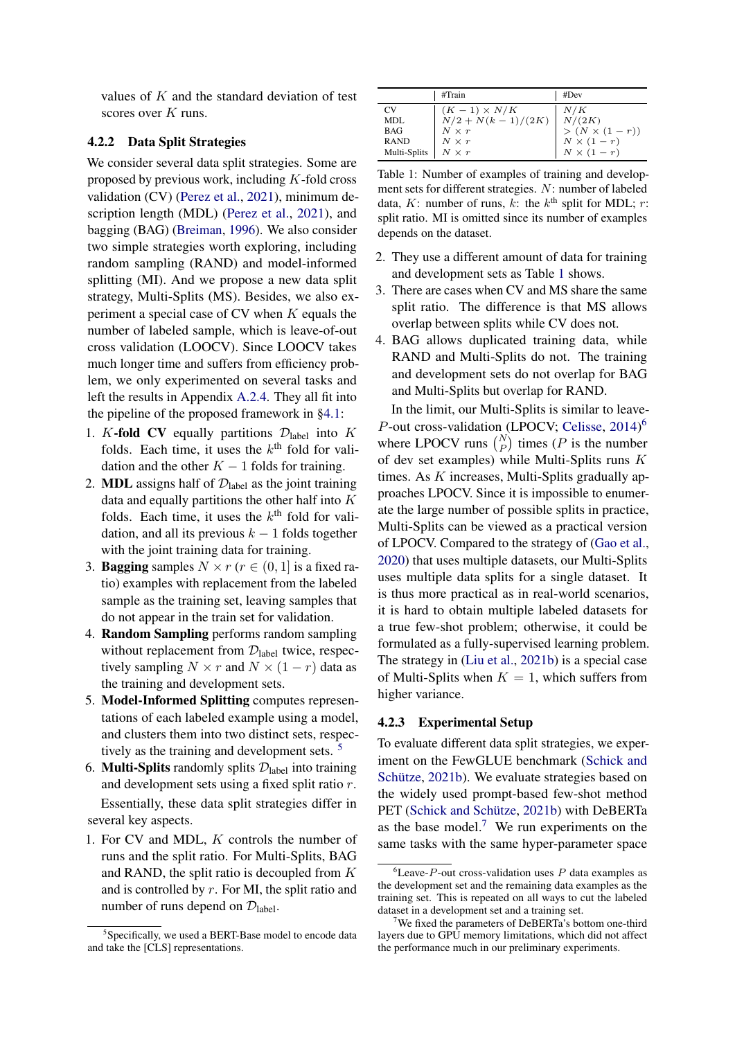values of $K$ and the standard deviation of test scores over $K$ runs.

### 4.2.2 Data Split Strategies

We consider several data split strategies. Some are proposed by previous work, including $K$-fold cross validation (CV) (Perez et al., 2021), minimum description length (MDL) (Perez et al., 2021), and bagging (BAG) (Breiman, 1996). We also consider two simple strategies worth exploring, including random sampling (RAND) and model-informed splitting (MI). And we propose a new data split strategy, Multi-Splits (MS). Besides, we also experiment a special case of CV when $K$ equals the number of labeled sample, which is leave-of-out cross validation (LOOCV). Since LOOCV takes much longer time and suffers from efficiency problem, we only experimented on several tasks and left the results in Appendix A.2.4. They all fit into the pipeline of the proposed framework in §4.1:

1. **$K$-fold CV** equally partitions $\mathcal{D}_{\text{label}}$ into $K$ folds. Each time, it uses the $k^{\text{th}}$ fold for validation and the other $K-1$ folds for training.
2. **MDL** assigns half of $\mathcal{D}_{\text{label}}$ as the joint training data and equally partitions the other half into $K$ folds. Each time, it uses the $k^{\text{th}}$ fold for validation, and all its previous $k-1$ folds together with the joint training data for training.
3. **Bagging** samples $N \times r$ ($r \in (0, 1]$ is a fixed ratio) examples with replacement from the labeled sample as the training set, leaving samples that do not appear in the train set for validation.
4. **Random Sampling** performs random sampling without replacement from $\mathcal{D}_{\text{label}}$ twice, respectively sampling $N \times r$ and $N \times (1-r)$ data as the training and development sets.
5. **Model-Informed Splitting** computes representations of each labeled example using a model, and clusters them into two distinct sets, respectively as the training and development sets. [5]
6. **Multi-Splits** randomly splits $\mathcal{D}_{\text{label}}$ into training and development sets using a fixed split ratio $r$.

Essentially, these data split strategies differ in several key aspects.

1. For CV and MDL, $K$ controls the number of runs and the split ratio. For Multi-Splits, BAG and RAND, the split ratio is decoupled from $K$ and is controlled by $r$. For MI, the split ratio and number of runs depend on $\mathcal{D}_{\text{label}}$.
2. They use a different amount of data for training and development sets as Table 1 shows.
3. There are cases when CV and MS share the same split ratio. The difference is that MS allows overlap between splits while CV does not.
4. BAG allows duplicated training data, while RAND and Multi-Splits do not. The training and development sets do not overlap for BAG and Multi-Splits but overlap for RAND.

| | #Train | #Dev |
|---|---|---|
| CV | $(K-1) \times N/K$ | $N/K$ |
| MDL | $N/2 + N(k-1)/(2K)$ | $N/(2K)$ |
| BAG | $N \times r$ | $> (N \times (1-r))$ |
| RAND | $N \times r$ | $N \times (1-r)$ |
| Multi-Splits | $N \times r$ | $N \times (1-r)$ |

Table 1: Number of examples of training and development sets for different strategies. $N$: number of labeled data, $K$: number of runs, $k$: the $k^{\text{th}}$ split for MDL; $r$: split ratio. MI is omitted since its number of examples depends on the dataset.

In the limit, our Multi-Splits is similar to leave-$P$-out cross-validation (LPOCV; Celisse, 2014)[6] where LPOCV runs $\binom{N}{P}$ times ($P$ is the number of dev set examples) while Multi-Splits runs $K$ times. As $K$ increases, Multi-Splits gradually approaches LPOCV. Since it is impossible to enumerate the large number of possible splits in practice, Multi-Splits can be viewed as a practical version of LPOCV. Compared to the strategy of (Gao et al., 2020) that uses multiple datasets, our Multi-Splits uses multiple data splits for a single dataset. It is thus more practical as in real-world scenarios, it is hard to obtain multiple labeled datasets for a true few-shot problem; otherwise, it could be formulated as a fully-supervised learning problem. The strategy in (Liu et al., 2021b) is a special case of Multi-Splits when $K = 1$, which suffers from higher variance.

### 4.2.3 Experimental Setup

To evaluate different data split strategies, we experiment on the FewGLUE benchmark (Schick and Schütze, 2021b). We evaluate strategies based on the widely used prompt-based few-shot method PET (Schick and Schütze, 2021b) with DeBERTa as the base model.[7] We run experiments on the same tasks with the same hyper-parameter space

[5] Specifically, we used a BERT-Base model to encode data and take the [CLS] representations.

[6] Leave-$P$-out cross-validation uses $P$ data examples as the development set and the remaining data examples as the training set. This is repeated on all ways to cut the labeled dataset in a development set and a training set.

[7] We fixed the parameters of DeBERTa's bottom one-third layers due to GPU memory limitations, which did not affect the performance much in our preliminary experiments.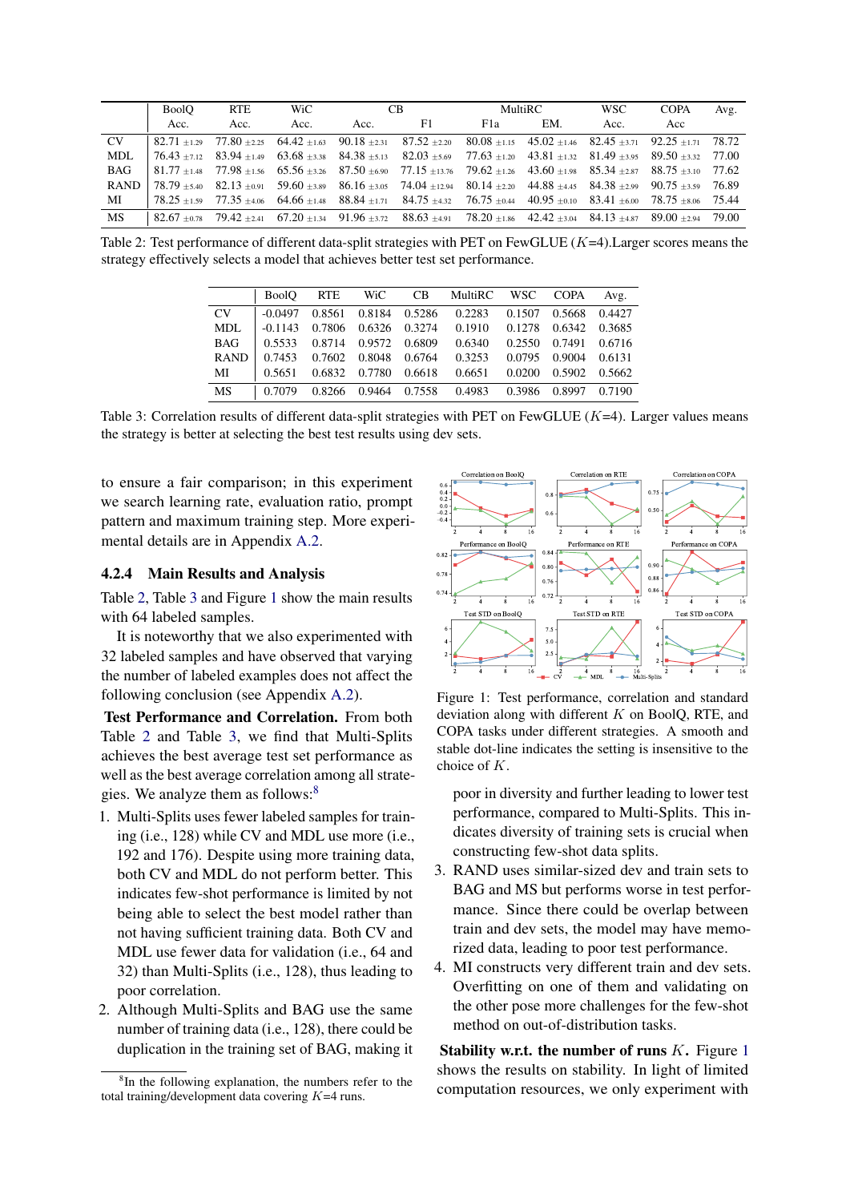|  | BoolQ | RTE | WiC | CB |  | MultiRC |  | WSC | COPA | Avg. |
|---|---|---|---|---|---|---|---|---|---|---|
|  | Acc. | Acc. | Acc. | Acc. | F1 | F1a | EM. | Acc. | Acc |  |
| CV | 82.71 $\pm$1.29 | 77.80 $\pm$2.25 | 64.42 $\pm$1.63 | 90.18 $\pm$2.31 | 87.52 $\pm$2.20 | 80.08 $\pm$1.15 | 45.02 $\pm$1.46 | 82.45 $\pm$3.71 | 92.25 $\pm$1.71 | 78.72 |
| MDL | 76.43 $\pm$7.12 | 83.94 $\pm$1.49 | 63.68 $\pm$3.38 | 84.38 $\pm$5.13 | 82.03 $\pm$5.69 | 77.63 $\pm$1.20 | 43.81 $\pm$1.32 | 81.49 $\pm$3.95 | 89.50 $\pm$3.32 | 77.00 |
| BAG | 81.77 $\pm$1.48 | 77.98 $\pm$1.56 | 65.56 $\pm$3.26 | 87.50 $\pm$6.90 | 77.15 $\pm$13.76 | 79.62 $\pm$1.26 | 43.60 $\pm$1.98 | 85.34 $\pm$2.87 | 88.75 $\pm$3.10 | 77.62 |
| RAND | 78.79 $\pm$5.40 | 82.13 $\pm$0.91 | 59.60 $\pm$3.89 | 86.16 $\pm$3.05 | 74.04 $\pm$12.94 | 80.14 $\pm$2.20 | 44.88 $\pm$4.45 | 84.38 $\pm$2.99 | 90.75 $\pm$3.59 | 76.89 |
| MI | 78.25 $\pm$1.59 | 77.35 $\pm$4.06 | 64.66 $\pm$1.48 | 88.84 $\pm$1.71 | 84.75 $\pm$4.32 | 76.75 $\pm$0.44 | 40.95 $\pm$0.10 | 83.41 $\pm$6.00 | 78.75 $\pm$8.06 | 75.44 |
| MS | 82.67 $\pm$0.78 | 79.42 $\pm$2.41 | 67.20 $\pm$1.34 | 91.96 $\pm$3.72 | 88.63 $\pm$4.91 | 78.20 $\pm$1.86 | 42.42 $\pm$3.04 | 84.13 $\pm$4.87 | 89.00 $\pm$2.94 | 79.00 |

Table 2: Test performance of different data-split strategies with PET on FewGLUE ($K$=4).Larger scores means the strategy effectively selects a model that achieves better test set performance.

|  | BoolQ | RTE | WiC | CB | MultiRC | WSC | COPA | Avg. |
|---|---|---|---|---|---|---|---|---|
| CV | -0.0497 | 0.8561 | 0.8184 | 0.5286 | 0.2283 | 0.1507 | 0.5668 | 0.4427 |
| MDL | -0.1143 | 0.7806 | 0.6326 | 0.3274 | 0.1910 | 0.1278 | 0.6342 | 0.3685 |
| BAG | 0.5533 | 0.8714 | 0.9572 | 0.6809 | 0.6340 | 0.2550 | 0.7491 | 0.6716 |
| RAND | 0.7453 | 0.7602 | 0.8048 | 0.6764 | 0.3253 | 0.0795 | 0.9004 | 0.6131 |
| MI | 0.5651 | 0.6832 | 0.7780 | 0.6618 | 0.6651 | 0.0200 | 0.5902 | 0.5662 |
| MS | 0.7079 | 0.8266 | 0.9464 | 0.7558 | 0.4983 | 0.3986 | 0.8997 | 0.7190 |

Table 3: Correlation results of different data-split strategies with PET on FewGLUE ($K$=4). Larger values means the strategy is better at selecting the best test results using dev sets.

to ensure a fair comparison; in this experiment we search learning rate, evaluation ratio, prompt pattern and maximum training step. More experimental details are in Appendix A.2.

#### 4.2.4 Main Results and Analysis

Table 2, Table 3 and Figure 1 show the main results with 64 labeled samples.

It is noteworthy that we also experimented with 32 labeled samples and have observed that varying the number of labeled examples does not affect the following conclusion (see Appendix A.2).

**Test Performance and Correlation.** From both Table 2 and Table 3, we find that Multi-Splits achieves the best average test set performance as well as the best average correlation among all strategies. We analyze them as follows:[8]

1. Multi-Splits uses fewer labeled samples for training (i.e., 128) while CV and MDL use more (i.e., 192 and 176). Despite using more training data, both CV and MDL do not perform better. This indicates few-shot performance is limited by not being able to select the best model rather than not having sufficient training data. Both CV and MDL use fewer data for validation (i.e., 64 and 32) than Multi-Splits (i.e., 128), thus leading to poor correlation.
2. Although Multi-Splits and BAG use the same number of training data (i.e., 128), there could be duplication in the training set of BAG, making it poor in diversity and further leading to lower test performance, compared to Multi-Splits. This indicates diversity of training sets is crucial when constructing few-shot data splits.
3. RAND uses similar-sized dev and train sets to BAG and MS but performs worse in test performance. Since there could be overlap between train and dev sets, the model may have memorized data, leading to poor test performance.
4. MI constructs very different train and dev sets. Overfitting on one of them and validating on the other pose more challenges for the few-shot method on out-of-distribution tasks.

Figure 1: Test performance, correlation and standard deviation along with different $K$ on BoolQ, RTE, and COPA tasks under different strategies. A smooth and stable dot-line indicates the setting is insensitive to the choice of $K$.

**Stability w.r.t. the number of runs $K$.** Figure 1 shows the results on stability. In light of limited computation resources, we only experiment with

[8]In the following explanation, the numbers refer to the total training/development data covering $K$=4 runs.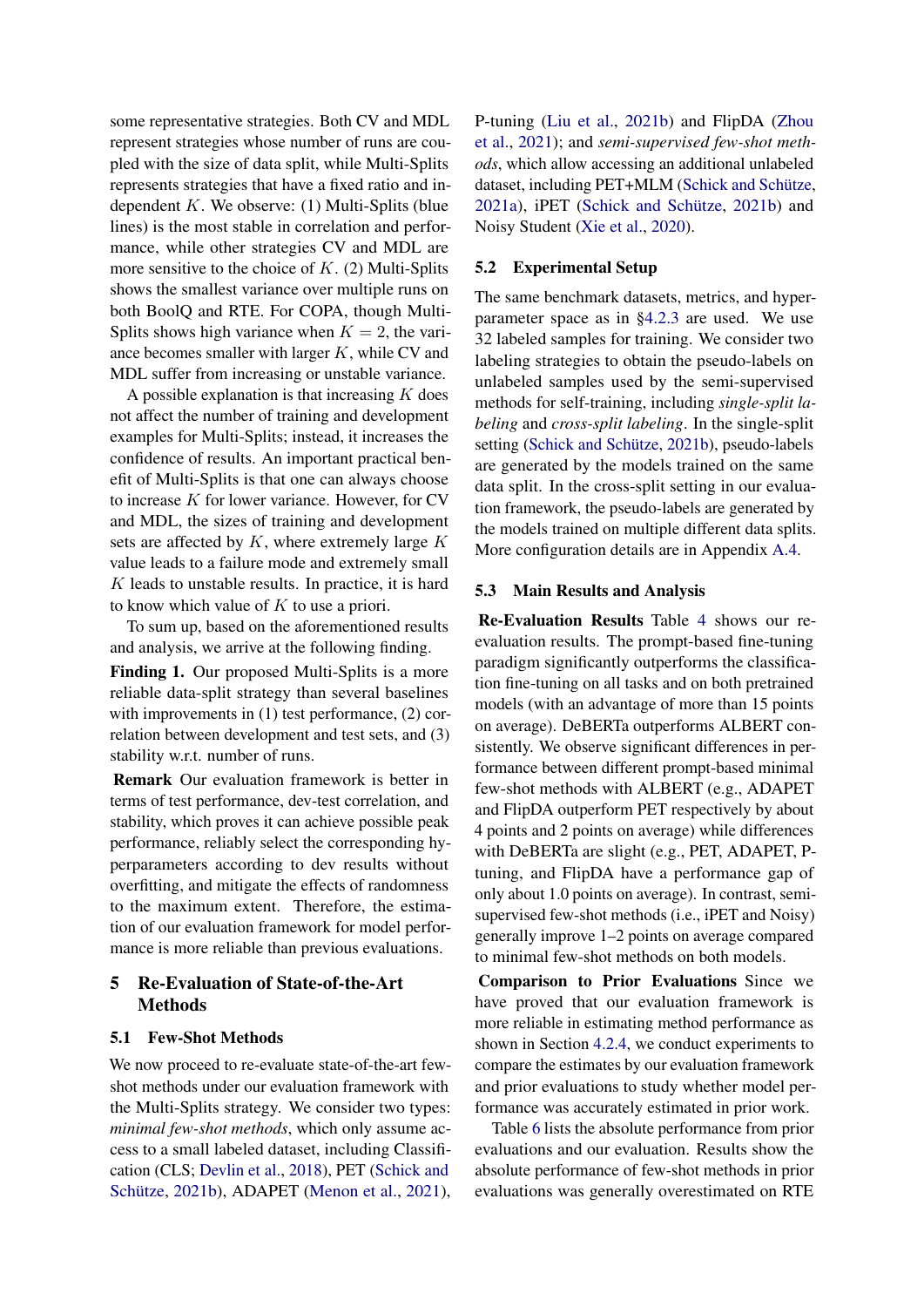some representative strategies. Both CV and MDL represent strategies whose number of runs are coupled with the size of data split, while Multi-Splits represents strategies that have a fixed ratio and independent $K$. We observe: (1) Multi-Splits (blue lines) is the most stable in correlation and performance, while other strategies CV and MDL are more sensitive to the choice of $K$. (2) Multi-Splits shows the smallest variance over multiple runs on both BoolQ and RTE. For COPA, though Multi-Splits shows high variance when $K = 2$, the variance becomes smaller with larger $K$, while CV and MDL suffer from increasing or unstable variance.

A possible explanation is that increasing $K$ does not affect the number of training and development examples for Multi-Splits; instead, it increases the confidence of results. An important practical benefit of Multi-Splits is that one can always choose to increase $K$ for lower variance. However, for CV and MDL, the sizes of training and development sets are affected by $K$, where extremely large $K$ value leads to a failure mode and extremely small $K$ leads to unstable results. In practice, it is hard to know which value of $K$ to use a priori.

To sum up, based on the aforementioned results and analysis, we arrive at the following finding.

**Finding 1.** Our proposed Multi-Splits is a more reliable data-split strategy than several baselines with improvements in (1) test performance, (2) correlation between development and test sets, and (3) stability w.r.t. number of runs.

**Remark** Our evaluation framework is better in terms of test performance, dev-test correlation, and stability, which proves it can achieve possible peak performance, reliably select the corresponding hyperparameters according to dev results without overfitting, and mitigate the effects of randomness to the maximum extent. Therefore, the estimation of our evaluation framework for model performance is more reliable than previous evaluations.

## 5 Re-Evaluation of State-of-the-Art Methods

### 5.1 Few-Shot Methods

We now proceed to re-evaluate state-of-the-art few-shot methods under our evaluation framework with the Multi-Splits strategy. We consider two types: *minimal few-shot methods*, which only assume access to a small labeled dataset, including Classification (CLS; Devlin et al., 2018), PET (Schick and Schütze, 2021b), ADAPET (Menon et al., 2021), P-tuning (Liu et al., 2021b) and FlipDA (Zhou et al., 2021); and *semi-supervised few-shot methods*, which allow accessing an additional unlabeled dataset, including PET+MLM (Schick and Schütze, 2021a), iPET (Schick and Schütze, 2021b) and Noisy Student (Xie et al., 2020).

### 5.2 Experimental Setup

The same benchmark datasets, metrics, and hyperparameter space as in §4.2.3 are used. We use 32 labeled samples for training. We consider two labeling strategies to obtain the pseudo-labels on unlabeled samples used by the semi-supervised methods for self-training, including *single-split labeling* and *cross-split labeling*. In the single-split setting (Schick and Schütze, 2021b), pseudo-labels are generated by the models trained on the same data split. In the cross-split setting in our evaluation framework, the pseudo-labels are generated by the models trained on multiple different data splits. More configuration details are in Appendix A.4.

### 5.3 Main Results and Analysis

**Re-Evaluation Results** Table 4 shows our re-evaluation results. The prompt-based fine-tuning paradigm significantly outperforms the classification fine-tuning on all tasks and on both pretrained models (with an advantage of more than 15 points on average). DeBERTa outperforms ALBERT consistently. We observe significant differences in performance between different prompt-based minimal few-shot methods with ALBERT (e.g., ADAPET and FlipDA outperform PET respectively by about 4 points and 2 points on average) while differences with DeBERTa are slight (e.g., PET, ADAPET, P-tuning, and FlipDA have a performance gap of only about 1.0 points on average). In contrast, semi-supervised few-shot methods (i.e., iPET and Noisy) generally improve 1–2 points on average compared to minimal few-shot methods on both models.

**Comparison to Prior Evaluations** Since we have proved that our evaluation framework is more reliable in estimating method performance as shown in Section 4.2.4, we conduct experiments to compare the estimates by our evaluation framework and prior evaluations to study whether model performance was accurately estimated in prior work.

Table 6 lists the absolute performance from prior evaluations and our evaluation. Results show the absolute performance of few-shot methods in prior evaluations was generally overestimated on RTE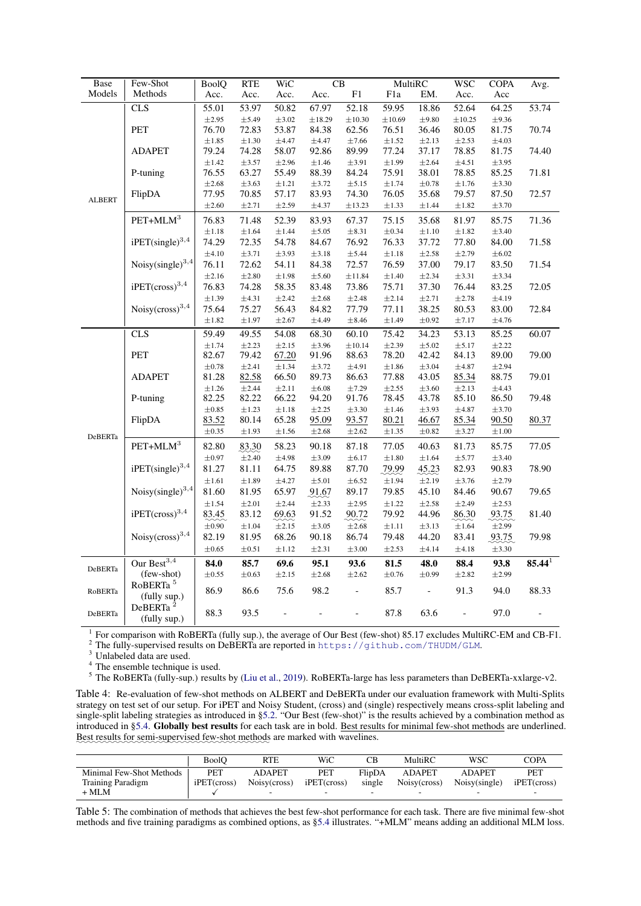| Base Models | Few-Shot Methods | BoolQ Acc. | RTE Acc. | WiC Acc. | CB Acc. | CB F1 | MultiRC F1a | MultiRC EM. | WSC Acc. | COPA Acc | Avg. |
|---|---|---|---|---|---|---|---|---|---|---|---|
| ALBERT | CLS | 55.01 ±2.95 | 53.97 ±5.49 | 50.82 ±3.02 | 67.97 ±18.29 | 52.18 ±10.30 | 59.95 ±10.69 | 18.86 ±9.80 | 52.64 ±10.25 | 64.25 ±9.36 | 53.74 |
| | PET | 76.70 ±1.85 | 72.83 ±1.30 | 53.87 ±4.47 | 84.38 ±4.47 | 62.56 ±7.66 | 76.51 ±1.52 | 36.46 ±2.13 | 80.05 ±2.53 | 81.75 ±4.03 | 70.74 |
| | ADAPET | 79.24 ±1.42 | 74.28 ±3.57 | 58.07 ±2.96 | 92.86 ±1.46 | 89.99 ±3.91 | 77.24 ±1.99 | 37.17 ±2.64 | 78.85 ±4.51 | 81.75 ±3.95 | 74.40 |
| | P-tuning | 76.55 ±2.68 | 63.27 ±3.63 | 55.49 ±1.21 | 88.39 ±3.72 | 84.24 ±5.15 | 75.91 ±1.74 | 38.01 ±0.78 | 78.85 ±1.76 | 85.25 ±3.30 | 71.81 |
| | FlipDA | 77.95 ±2.60 | 70.85 ±2.71 | 57.17 ±2.59 | 83.93 ±4.37 | 74.30 ±13.23 | 76.05 ±1.33 | 35.68 ±1.44 | 79.57 ±1.82 | 87.50 ±3.70 | 72.57 |
| | PET+MLM[3] | 76.83 ±1.18 | 71.48 ±1.64 | 52.39 ±1.44 | 83.93 ±5.05 | 67.37 ±8.31 | 75.15 ±0.34 | 35.68 ±1.10 | 81.97 ±1.82 | 85.75 ±3.40 | 71.36 |
| | iPET(single)[3,4] | 74.29 ±4.10 | 72.35 ±3.71 | 54.78 ±3.93 | 84.67 ±3.18 | 76.92 ±5.44 | 76.33 ±1.18 | 37.72 ±2.58 | 77.80 ±2.79 | 84.00 ±6.02 | 71.58 |
| | Noisy(single)[3,4] | 76.11 ±2.16 | 72.62 ±2.80 | 54.11 ±1.98 | 84.38 ±5.60 | 72.57 ±11.84 | 76.59 ±1.40 | 37.00 ±2.34 | 79.17 ±3.31 | 83.50 ±3.34 | 71.54 |
| | iPET(cross)[3,4] | 76.83 ±1.39 | 74.28 ±4.31 | 58.35 ±2.42 | 83.48 ±2.68 | 73.86 ±2.48 | 75.71 ±2.14 | 37.30 ±2.71 | 76.44 ±2.78 | 83.25 ±4.19 | 72.05 |
| | Noisy(cross)[3,4] | 75.64 ±1.82 | 75.27 ±1.97 | 56.43 ±2.67 | 84.82 ±4.49 | 77.79 ±8.46 | 77.11 ±1.49 | 38.25 ±0.92 | 80.53 ±7.17 | 83.00 ±4.76 | 72.84 |
| DeBERTa | CLS | 59.49 ±1.74 | 49.55 ±2.23 | 54.08 ±2.15 | 68.30 ±3.96 | 60.10 ±10.14 | 75.42 ±2.39 | 34.23 ±5.02 | 53.13 ±5.17 | 85.25 ±2.22 | 60.07 |
| | PET | 82.67 ±0.78 | 79.42 ±2.41 | <u>67.20</u> ±1.34 | 91.96 ±3.72 | 88.63 ±4.91 | 78.20 ±1.86 | 42.42 ±3.04 | 84.13 ±4.87 | 89.00 ±2.94 | 79.00 |
| | ADAPET | 81.28 ±1.26 | <u>82.58</u> ±2.44 | 66.50 ±2.11 | 89.73 ±6.08 | 86.63 ±7.29 | 77.88 ±2.55 | 43.05 ±3.60 | <u>85.34</u> ±2.13 | 88.75 ±4.43 | 79.01 |
| | P-tuning | 82.25 ±0.85 | 82.22 ±1.23 | 66.22 ±1.18 | 94.20 ±2.25 | 91.76 ±3.30 | 78.45 ±1.46 | 43.78 ±3.93 | 85.10 ±4.87 | 86.50 ±3.70 | 79.48 |
| | FlipDA | <u>83.52</u> ±0.35 | 80.14 ±1.93 | 65.28 ±1.56 | <u>95.09</u> ±2.68 | <u>93.57</u> ±2.62 | <u>80.21</u> ±1.35 | <u>46.67</u> ±0.82 | <u>85.34</u> ±3.27 | <u>90.50</u> ±1.00 | <u>80.37</u> |
| | PET+MLM[3] | 82.80 ±0.97 | 83.30 ±2.40 | 58.23 ±4.98 | 90.18 ±3.09 | 87.18 ±6.17 | 77.05 ±1.80 | 40.63 ±1.64 | 81.73 ±5.77 | 85.75 ±3.40 | 77.05 |
| | iPET(single)[3,4] | 81.27 ±1.61 | 81.11 ±1.89 | 64.75 ±4.27 | 89.88 ±5.01 | 87.70 ±6.52 | 79.99 ±1.94 | 45.23 ±2.19 | 82.93 ±3.76 | 90.83 ±2.79 | 78.90 |
| | Noisy(single)[3,4] | 81.60 ±1.54 | 81.95 ±2.01 | 65.97 ±2.44 | 91.67 ±2.33 | 89.17 ±2.95 | 79.85 ±1.22 | 45.10 ±2.58 | 84.46 ±2.49 | 90.67 ±2.53 | 79.65 |
| | iPET(cross)[3,4] | 83.45 ±0.90 | 83.12 ±1.04 | 69.63 ±2.15 | 91.52 ±3.05 | 90.72 ±2.68 | 79.92 ±1.11 | 44.96 ±3.13 | 86.30 ±1.64 | 93.75 ±2.99 | 81.40 |
| | Noisy(cross)[3,4] | 82.19 ±0.65 | 81.95 ±0.51 | 68.26 ±1.12 | 90.18 ±2.31 | 86.74 ±3.00 | 79.48 ±2.53 | 44.20 ±4.14 | 83.41 ±4.18 | 93.75 ±3.30 | 79.98 |
| DeBERTa | Our Best[3,4] (few-shot) | **84.0** ±0.55 | **85.7** ±0.63 | **69.6** ±2.15 | **95.1** ±2.68 | **93.6** ±2.62 | **81.5** ±0.76 | **48.0** ±0.99 | **88.4** ±2.82 | **93.8** ±2.99 | **85.44**[1] |
| RoBERTa | RoBERTa[5] (fully sup.) | 86.9 | 86.6 | 75.6 | 98.2 | - | 85.7 | - | 91.3 | 94.0 | 88.33 |
| DeBERTa | DeBERTa[2] (fully sup.) | 88.3 | 93.5 | - | - | - | 87.8 | 63.6 | - | 97.0 | - |

[1] For comparison with RoBERTa (fully sup.), the average of Our Best (few-shot) 85.17 excludes MultiRC-EM and CB-F1.
[2] The fully-supervised results on DeBERTa are reported in https://github.com/THUDM/GLM.
[3] Unlabeled data are used.
[4] The ensemble technique is used.
[5] The RoBERTa (fully-sup.) results by (Liu et al., 2019). RoBERTa-large has less parameters than DeBERTa-xxlarge-v2.

Table 4: Re-evaluation of few-shot methods on ALBERT and DeBERTa under our evaluation framework with Multi-Splits strategy on test set of our setup. For iPET and Noisy Student, (cross) and (single) respectively means cross-split labeling and single-split labeling strategies as introduced in §5.2. "Our Best (few-shot)" is the results achieved by a combination method as introduced in §5.4. **Globally best results** for each task are in bold. <u>Best results for minimal few-shot methods</u> are underlined. Best results for semi-supervised few-shot methods are marked with wavelines.

| | BoolQ | RTE | WiC | CB | MultiRC | WSC | COPA |
|---|---|---|---|---|---|---|---|
| Minimal Few-Shot Methods | PET | ADAPET | PET | FlipDA | ADAPET | ADAPET | PET |
| Training Paradigm | iPET(cross) | Noisy(cross) | iPET(cross) | single | Noisy(cross) | Noisy(single) | iPET(cross) |
| + MLM | ✓ | - | - | - | - | - | - |

Table 5: The combination of methods that achieves the best few-shot performance for each task. There are five minimal few-shot methods and five training paradigms as combined options, as §5.4 illustrates. "+MLM" means adding an additional MLM loss.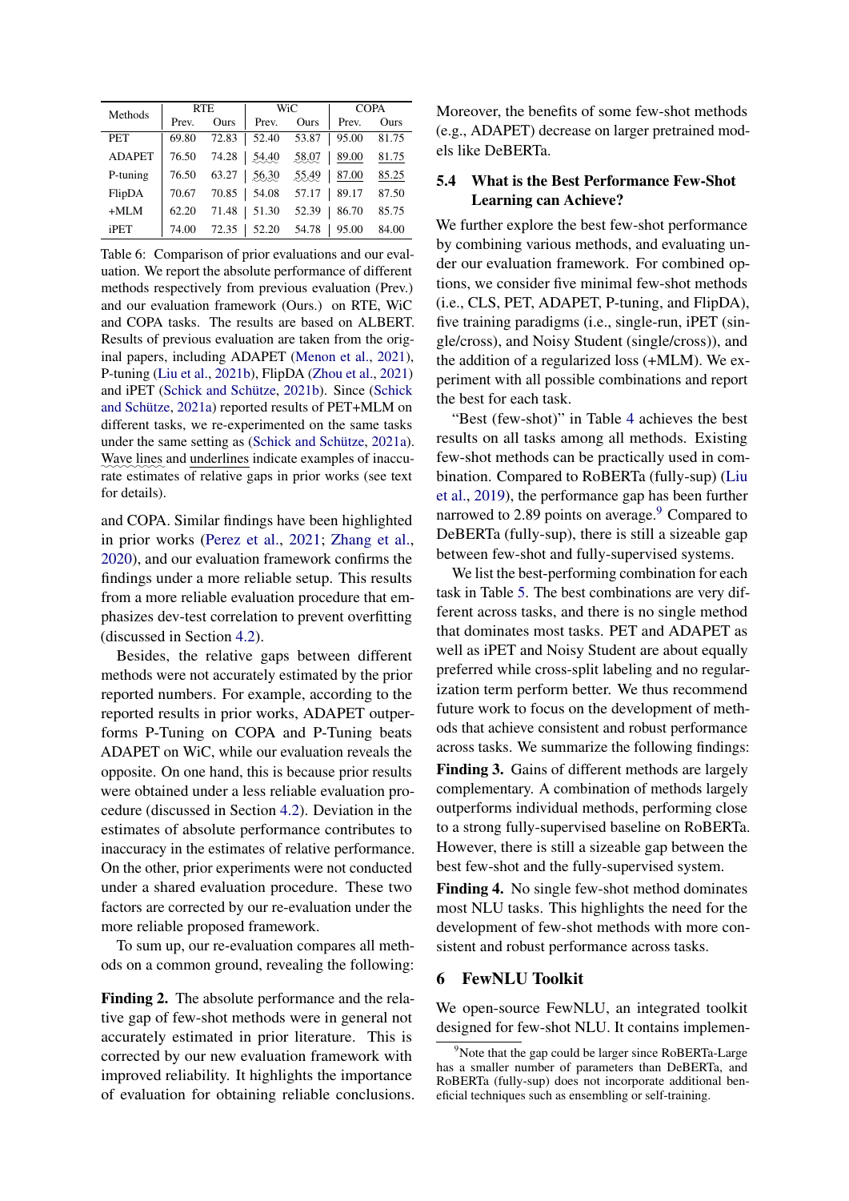| Methods | RTE | | WiC | | COPA | |
|---|---|---|---|---|---|---|
| | Prev. | Ours | Prev. | Ours | Prev. | Ours |
| PET | 69.80 | 72.83 | 52.40 | 53.87 | 95.00 | 81.75 |
| ADAPET | 76.50 | 74.28 | 54.40 | 58.07 | 89.00 | 81.75 |
| P-tuning | 76.50 | 63.27 | 56.30 | 55.49 | 87.00 | 85.25 |
| FlipDA | 70.67 | 70.85 | 54.08 | 57.17 | 89.17 | 87.50 |
| +MLM | 62.20 | 71.48 | 51.30 | 52.39 | 86.70 | 85.75 |
| iPET | 74.00 | 72.35 | 52.20 | 54.78 | 95.00 | 84.00 |

Table 6: Comparison of prior evaluations and our evaluation. We report the absolute performance of different methods respectively from previous evaluation (Prev.) and our evaluation framework (Ours.) on RTE, WiC and COPA tasks. The results are based on ALBERT. Results of previous evaluation are taken from the original papers, including ADAPET (Menon et al., 2021), P-tuning (Liu et al., 2021b), FlipDA (Zhou et al., 2021) and iPET (Schick and Schütze, 2021b). Since (Schick and Schütze, 2021a) reported results of PET+MLM on different tasks, we re-experimented on the same tasks under the same setting as (Schick and Schütze, 2021a). Wave lines and underlines indicate examples of inaccurate estimates of relative gaps in prior works (see text for details).

and COPA. Similar findings have been highlighted in prior works (Perez et al., 2021; Zhang et al., 2020), and our evaluation framework confirms the findings under a more reliable setup. This results from a more reliable evaluation procedure that emphasizes dev-test correlation to prevent overfitting (discussed in Section 4.2).

Besides, the relative gaps between different methods were not accurately estimated by the prior reported numbers. For example, according to the reported results in prior works, ADAPET outperforms P-Tuning on COPA and P-Tuning beats ADAPET on WiC, while our evaluation reveals the opposite. On one hand, this is because prior results were obtained under a less reliable evaluation procedure (discussed in Section 4.2). Deviation in the estimates of absolute performance contributes to inaccuracy in the estimates of relative performance. On the other, prior experiments were not conducted under a shared evaluation procedure. These two factors are corrected by our re-evaluation under the more reliable proposed framework.

To sum up, our re-evaluation compares all methods on a common ground, revealing the following:

**Finding 2.** The absolute performance and the relative gap of few-shot methods were in general not accurately estimated in prior literature. This is corrected by our new evaluation framework with improved reliability. It highlights the importance of evaluation for obtaining reliable conclusions. Moreover, the benefits of some few-shot methods (e.g., ADAPET) decrease on larger pretrained models like DeBERTa.

### 5.4 What is the Best Performance Few-Shot Learning can Achieve?

We further explore the best few-shot performance by combining various methods, and evaluating under our evaluation framework. For combined options, we consider five minimal few-shot methods (i.e., CLS, PET, ADAPET, P-tuning, and FlipDA), five training paradigms (i.e., single-run, iPET (single/cross), and Noisy Student (single/cross)), and the addition of a regularized loss (+MLM). We experiment with all possible combinations and report the best for each task.

"Best (few-shot)" in Table 4 achieves the best results on all tasks among all methods. Existing few-shot methods can be practically used in combination. Compared to RoBERTa (fully-sup) (Liu et al., 2019), the performance gap has been further narrowed to 2.89 points on average.[9] Compared to DeBERTa (fully-sup), there is still a sizeable gap between few-shot and fully-supervised systems.

We list the best-performing combination for each task in Table 5. The best combinations are very different across tasks, and there is no single method that dominates most tasks. PET and ADAPET as well as iPET and Noisy Student are about equally preferred while cross-split labeling and no regularization term perform better. We thus recommend future work to focus on the development of methods that achieve consistent and robust performance across tasks. We summarize the following findings:

**Finding 3.** Gains of different methods are largely complementary. A combination of methods largely outperforms individual methods, performing close to a strong fully-supervised baseline on RoBERTa. However, there is still a sizeable gap between the best few-shot and the fully-supervised system.

**Finding 4.** No single few-shot method dominates most NLU tasks. This highlights the need for the development of few-shot methods with more consistent and robust performance across tasks.

## 6 FewNLU Toolkit

We open-source FewNLU, an integrated toolkit designed for few-shot NLU. It contains implemen-

[9] Note that the gap could be larger since RoBERTa-Large has a smaller number of parameters than DeBERTa, and RoBERTa (fully-sup) does not incorporate additional beneficial techniques such as ensembling or self-training.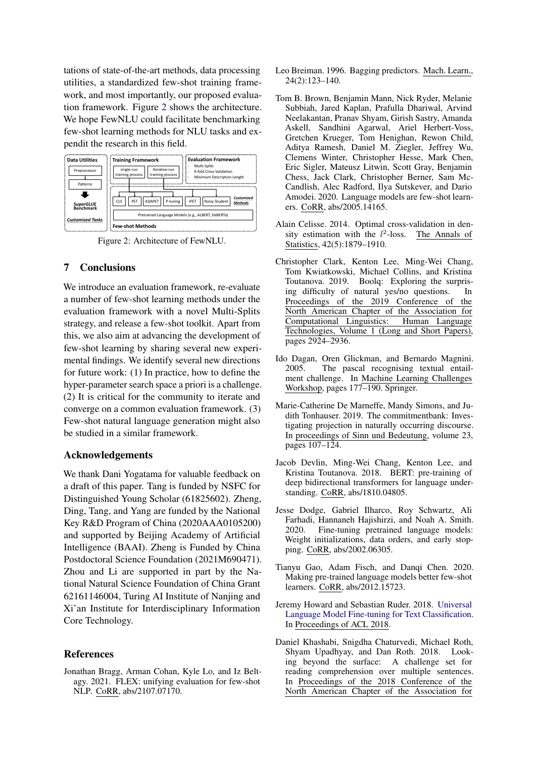tations of state-of-the-art methods, data processing utilities, a standardized few-shot training framework, and most importantly, our proposed evaluation framework. Figure 2 shows the architecture. We hope FewNLU could facilitate benchmarking few-shot learning methods for NLU tasks and expendit the research in this field.

Figure 2: Architecture of FewNLU.

## 7 Conclusions

We introduce an evaluation framework, re-evaluate a number of few-shot learning methods under the evaluation framework with a novel Multi-Splits strategy, and release a few-shot toolkit. Apart from this, we also aim at advancing the development of few-shot learning by sharing several new experimental findings. We identify several new directions for future work: (1) In practice, how to define the hyper-parameter search space a priori is a challenge. (2) It is critical for the community to iterate and converge on a common evaluation framework. (3) Few-shot natural language generation might also be studied in a similar framework.

## Acknowledgements

We thank Dani Yogatama for valuable feedback on a draft of this paper. Tang is funded by NSFC for Distinguished Young Scholar (61825602). Zheng, Ding, Tang, and Yang are funded by the National Key R&D Program of China (2020AAA0105200) and supported by Beijing Academy of Artificial Intelligence (BAAI). Zheng is Funded by China Postdoctoral Science Foundation (2021M690471). Zhou and Li are supported in part by the National Natural Science Foundation of China Grant 62161146004, Turing AI Institute of Nanjing and Xi'an Institute for Interdisciplinary Information Core Technology.

## References

Jonathan Bragg, Arman Cohan, Kyle Lo, and Iz Beltagy. 2021. FLEX: unifying evaluation for few-shot NLP. CoRR, abs/2107.07170.

Leo Breiman. 1996. Bagging predictors. Mach. Learn., 24(2):123–140.

Tom B. Brown, Benjamin Mann, Nick Ryder, Melanie Subbiah, Jared Kaplan, Prafulla Dhariwal, Arvind Neelakantan, Pranav Shyam, Girish Sastry, Amanda Askell, Sandhini Agarwal, Ariel Herbert-Voss, Gretchen Krueger, Tom Henighan, Rewon Child, Aditya Ramesh, Daniel M. Ziegler, Jeffrey Wu, Clemens Winter, Christopher Hesse, Mark Chen, Eric Sigler, Mateusz Litwin, Scott Gray, Benjamin Chess, Jack Clark, Christopher Berner, Sam McCandlish, Alec Radford, Ilya Sutskever, and Dario Amodei. 2020. Language models are few-shot learners. CoRR, abs/2005.14165.

Alain Celisse. 2014. Optimal cross-validation in density estimation with the $l^2$-loss. The Annals of Statistics, 42(5):1879–1910.

Christopher Clark, Kenton Lee, Ming-Wei Chang, Tom Kwiatkowski, Michael Collins, and Kristina Toutanova. 2019. Boolq: Exploring the surprising difficulty of natural yes/no questions. In Proceedings of the 2019 Conference of the North American Chapter of the Association for Computational Linguistics: Human Language Technologies, Volume 1 (Long and Short Papers), pages 2924–2936.

Ido Dagan, Oren Glickman, and Bernardo Magnini. 2005. The pascal recognising textual entailment challenge. In Machine Learning Challenges Workshop, pages 177–190. Springer.

Marie-Catherine De Marneffe, Mandy Simons, and Judith Tonhauser. 2019. The commitmentbank: Investigating projection in naturally occurring discourse. In proceedings of Sinn und Bedeutung, volume 23, pages 107–124.

Jacob Devlin, Ming-Wei Chang, Kenton Lee, and Kristina Toutanova. 2018. BERT: pre-training of deep bidirectional transformers for language understanding. CoRR, abs/1810.04805.

Jesse Dodge, Gabriel Ilharco, Roy Schwartz, Ali Farhadi, Hannaneh Hajishirzi, and Noah A. Smith. 2020. Fine-tuning pretrained language models: Weight initializations, data orders, and early stopping. CoRR, abs/2002.06305.

Tianyu Gao, Adam Fisch, and Danqi Chen. 2020. Making pre-trained language models better few-shot learners. CoRR, abs/2012.15723.

Jeremy Howard and Sebastian Ruder. 2018. Universal Language Model Fine-tuning for Text Classification. In Proceedings of ACL 2018.

Daniel Khashabi, Snigdha Chaturvedi, Michael Roth, Shyam Upadhyay, and Dan Roth. 2018. Looking beyond the surface: A challenge set for reading comprehension over multiple sentences. In Proceedings of the 2018 Conference of the North American Chapter of the Association for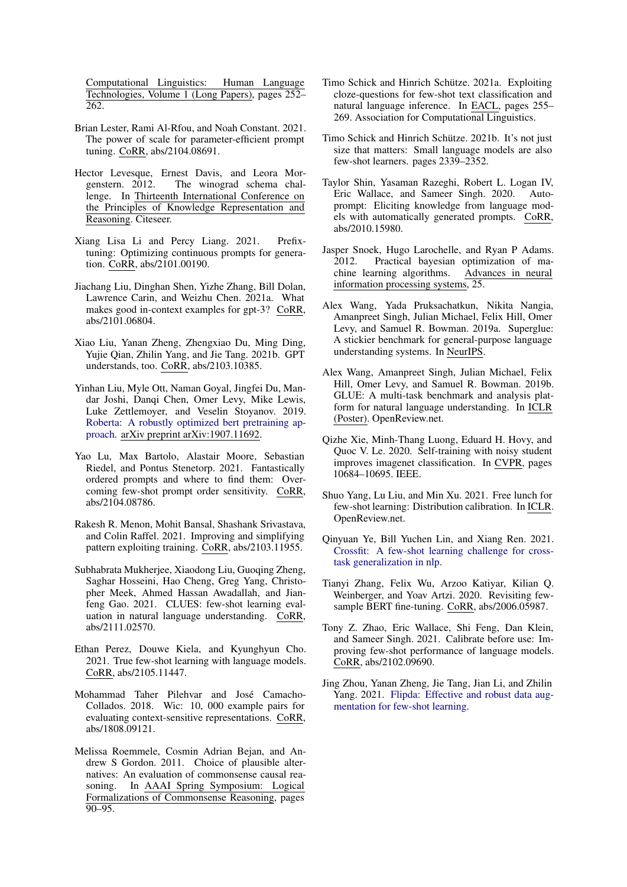Computational Linguistics: Human Language Technologies, Volume 1 (Long Papers), pages 252–262.

Brian Lester, Rami Al-Rfou, and Noah Constant. 2021. The power of scale for parameter-efficient prompt tuning. CoRR, abs/2104.08691.

Hector Levesque, Ernest Davis, and Leora Morgenstern. 2012. The winograd schema challenge. In Thirteenth International Conference on the Principles of Knowledge Representation and Reasoning. Citeseer.

Xiang Lisa Li and Percy Liang. 2021. Prefix-tuning: Optimizing continuous prompts for generation. CoRR, abs/2101.00190.

Jiachang Liu, Dinghan Shen, Yizhe Zhang, Bill Dolan, Lawrence Carin, and Weizhu Chen. 2021a. What makes good in-context examples for gpt-3? CoRR, abs/2101.06804.

Xiao Liu, Yanan Zheng, Zhengxiao Du, Ming Ding, Yujie Qian, Zhilin Yang, and Jie Tang. 2021b. GPT understands, too. CoRR, abs/2103.10385.

Yinhan Liu, Myle Ott, Naman Goyal, Jingfei Du, Mandar Joshi, Danqi Chen, Omer Levy, Mike Lewis, Luke Zettlemoyer, and Veselin Stoyanov. 2019. Roberta: A robustly optimized bert pretraining approach. arXiv preprint arXiv:1907.11692.

Yao Lu, Max Bartolo, Alastair Moore, Sebastian Riedel, and Pontus Stenetorp. 2021. Fantastically ordered prompts and where to find them: Overcoming few-shot prompt order sensitivity. CoRR, abs/2104.08786.

Rakesh R. Menon, Mohit Bansal, Shashank Srivastava, and Colin Raffel. 2021. Improving and simplifying pattern exploiting training. CoRR, abs/2103.11955.

Subhabrata Mukherjee, Xiaodong Liu, Guoqing Zheng, Saghar Hosseini, Hao Cheng, Greg Yang, Christopher Meek, Ahmed Hassan Awadallah, and Jianfeng Gao. 2021. CLUES: few-shot learning evaluation in natural language understanding. CoRR, abs/2111.02570.

Ethan Perez, Douwe Kiela, and Kyunghyun Cho. 2021. True few-shot learning with language models. CoRR, abs/2105.11447.

Mohammad Taher Pilehvar and José Camacho-Collados. 2018. Wic: 10, 000 example pairs for evaluating context-sensitive representations. CoRR, abs/1808.09121.

Melissa Roemmele, Cosmin Adrian Bejan, and Andrew S Gordon. 2011. Choice of plausible alternatives: An evaluation of commonsense causal reasoning. In AAAI Spring Symposium: Logical Formalizations of Commonsense Reasoning, pages 90–95.

Timo Schick and Hinrich Schütze. 2021a. Exploiting cloze-questions for few-shot text classification and natural language inference. In EACL, pages 255–269. Association for Computational Linguistics.

Timo Schick and Hinrich Schütze. 2021b. It's not just size that matters: Small language models are also few-shot learners. pages 2339–2352.

Taylor Shin, Yasaman Razeghi, Robert L. Logan IV, Eric Wallace, and Sameer Singh. 2020. Autoprompt: Eliciting knowledge from language models with automatically generated prompts. CoRR, abs/2010.15980.

Jasper Snoek, Hugo Larochelle, and Ryan P Adams. 2012. Practical bayesian optimization of machine learning algorithms. Advances in neural information processing systems, 25.

Alex Wang, Yada Pruksachatkun, Nikita Nangia, Amanpreet Singh, Julian Michael, Felix Hill, Omer Levy, and Samuel R. Bowman. 2019a. Superglue: A stickier benchmark for general-purpose language understanding systems. In NeurIPS.

Alex Wang, Amanpreet Singh, Julian Michael, Felix Hill, Omer Levy, and Samuel R. Bowman. 2019b. GLUE: A multi-task benchmark and analysis platform for natural language understanding. In ICLR (Poster). OpenReview.net.

Qizhe Xie, Minh-Thang Luong, Eduard H. Hovy, and Quoc V. Le. 2020. Self-training with noisy student improves imagenet classification. In CVPR, pages 10684–10695. IEEE.

Shuo Yang, Lu Liu, and Min Xu. 2021. Free lunch for few-shot learning: Distribution calibration. In ICLR. OpenReview.net.

Qinyuan Ye, Bill Yuchen Lin, and Xiang Ren. 2021. Crossfit: A few-shot learning challenge for cross-task generalization in nlp.

Tianyi Zhang, Felix Wu, Arzoo Katiyar, Kilian Q. Weinberger, and Yoav Artzi. 2020. Revisiting few-sample BERT fine-tuning. CoRR, abs/2006.05987.

Tony Z. Zhao, Eric Wallace, Shi Feng, Dan Klein, and Sameer Singh. 2021. Calibrate before use: Improving few-shot performance of language models. CoRR, abs/2102.09690.

Jing Zhou, Yanan Zheng, Jie Tang, Jian Li, and Zhilin Yang. 2021. Flipda: Effective and robust data augmentation for few-shot learning.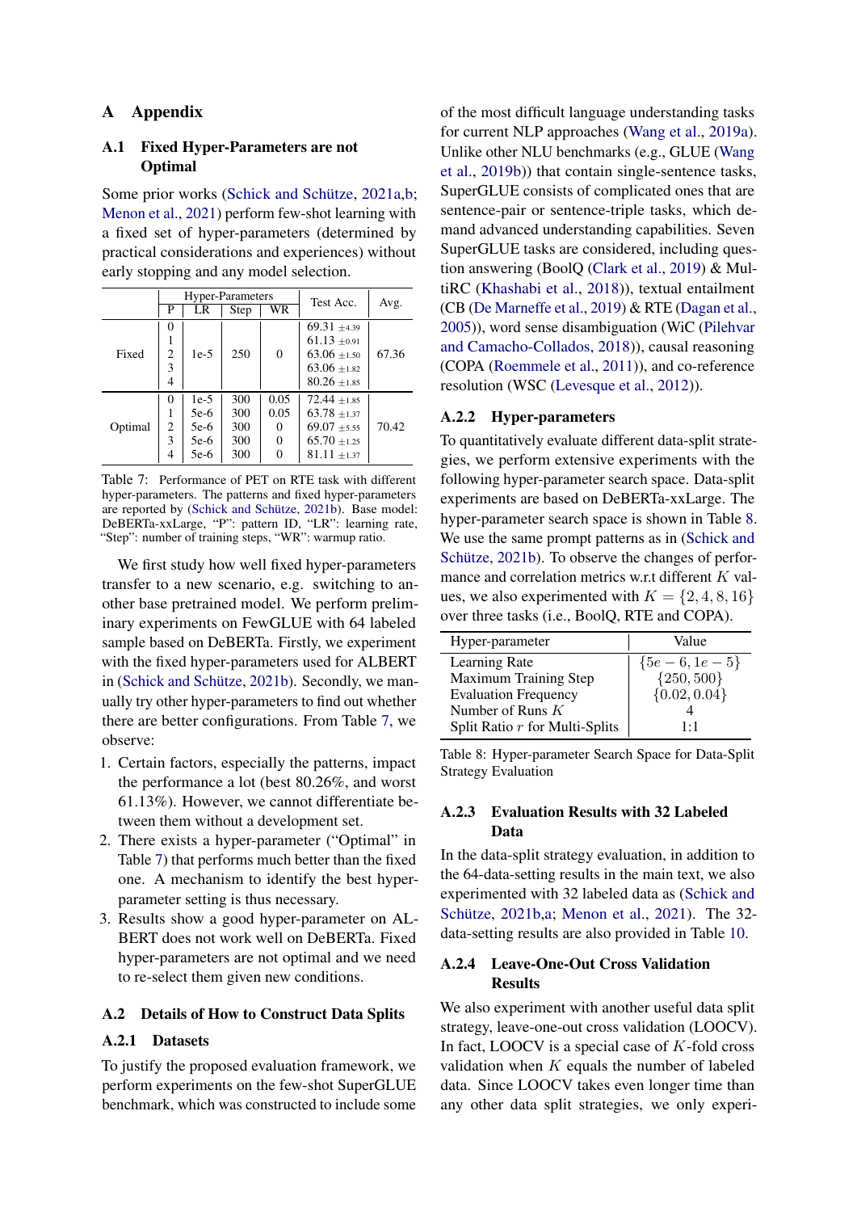# A Appendix

## A.1 Fixed Hyper-Parameters are not Optimal

Some prior works (Schick and Schütze, 2021a,b; Menon et al., 2021) perform few-shot learning with a fixed set of hyper-parameters (determined by practical considerations and experiences) without early stopping and any model selection.

| | Hyper-Parameters | | | | Test Acc. | Avg. |
|---|---|---|---|---|---|---|
| | P | LR | Step | WR | | |
| Fixed | 0 | 1e-5 | 250 | 0 | 69.31 $\pm_{4.39}$ | 67.36 |
| | 1 | | | | 61.13 $\pm_{0.91}$ | |
| | 2 | | | | 63.06 $\pm_{1.50}$ | |
| | 3 | | | | 63.06 $\pm_{1.82}$ | |
| | 4 | | | | 80.26 $\pm_{1.85}$ | |
| Optimal | 0 | 1e-5 | 300 | 0.05 | 72.44 $\pm_{1.85}$ | 70.42 |
| | 1 | 5e-6 | 300 | 0.05 | 63.78 $\pm_{1.37}$ | |
| | 2 | 5e-6 | 300 | 0 | 69.07 $\pm_{5.55}$ | |
| | 3 | 5e-6 | 300 | 0 | 65.70 $\pm_{1.25}$ | |
| | 4 | 5e-6 | 300 | 0 | 81.11 $\pm_{1.37}$ | |

Table 7: Performance of PET on RTE task with different hyper-parameters. The patterns and fixed hyper-parameters are reported by (Schick and Schütze, 2021b). Base model: DeBERTa-xxLarge, "P": pattern ID, "LR": learning rate, "Step": number of training steps, "WR": warmup ratio.

We first study how well fixed hyper-parameters transfer to a new scenario, e.g. switching to another base pretrained model. We perform preliminary experiments on FewGLUE with 64 labeled sample based on DeBERTa. Firstly, we experiment with the fixed hyper-parameters used for ALBERT in (Schick and Schütze, 2021b). Secondly, we manually try other hyper-parameters to find out whether there are better configurations. From Table 7, we observe:

1. Certain factors, especially the patterns, impact the performance a lot (best 80.26%, and worst 61.13%). However, we cannot differentiate between them without a development set.
2. There exists a hyper-parameter ("Optimal" in Table 7) that performs much better than the fixed one. A mechanism to identify the best hyper-parameter setting is thus necessary.
3. Results show a good hyper-parameter on ALBERT does not work well on DeBERTa. Fixed hyper-parameters are not optimal and we need to re-select them given new conditions.

## A.2 Details of How to Construct Data Splits

### A.2.1 Datasets

To justify the proposed evaluation framework, we perform experiments on the few-shot SuperGLUE benchmark, which was constructed to include some of the most difficult language understanding tasks for current NLP approaches (Wang et al., 2019a). Unlike other NLU benchmarks (e.g., GLUE (Wang et al., 2019b)) that contain single-sentence tasks, SuperGLUE consists of complicated ones that are sentence-pair or sentence-triple tasks, which demand advanced understanding capabilities. Seven SuperGLUE tasks are considered, including question answering (BoolQ (Clark et al., 2019) & MultiRC (Khashabi et al., 2018)), textual entailment (CB (De Marneffe et al., 2019) & RTE (Dagan et al., 2005)), word sense disambiguation (WiC (Pilehvar and Camacho-Collados, 2018)), causal reasoning (COPA (Roemmele et al., 2011)), and co-reference resolution (WSC (Levesque et al., 2012)).

### A.2.2 Hyper-parameters

To quantitatively evaluate different data-split strategies, we perform extensive experiments with the following hyper-parameter search space. Data-split experiments are based on DeBERTa-xxLarge. The hyper-parameter search space is shown in Table 8. We use the same prompt patterns as in (Schick and Schütze, 2021b). To observe the changes of performance and correlation metrics w.r.t different $K$ values, we also experimented with $K = \{2, 4, 8, 16\}$ over three tasks (i.e., BoolQ, RTE and COPA).

| Hyper-parameter | Value |
|---|---|
| Learning Rate | $\{5e-6, 1e-5\}$ |
| Maximum Training Step | $\{250, 500\}$ |
| Evaluation Frequency | $\{0.02, 0.04\}$ |
| Number of Runs $K$ | 4 |
| Split Ratio $r$ for Multi-Splits | 1:1 |

Table 8: Hyper-parameter Search Space for Data-Split Strategy Evaluation

### A.2.3 Evaluation Results with 32 Labeled Data

In the data-split strategy evaluation, in addition to the 64-data-setting results in the main text, we also experimented with 32 labeled data as (Schick and Schütze, 2021b,a; Menon et al., 2021). The 32-data-setting results are also provided in Table 10.

### A.2.4 Leave-One-Out Cross Validation Results

We also experiment with another useful data split strategy, leave-one-out cross validation (LOOCV). In fact, LOOCV is a special case of $K$-fold cross validation when $K$ equals the number of labeled data. Since LOOCV takes even longer time than any other data split strategies, we only experi-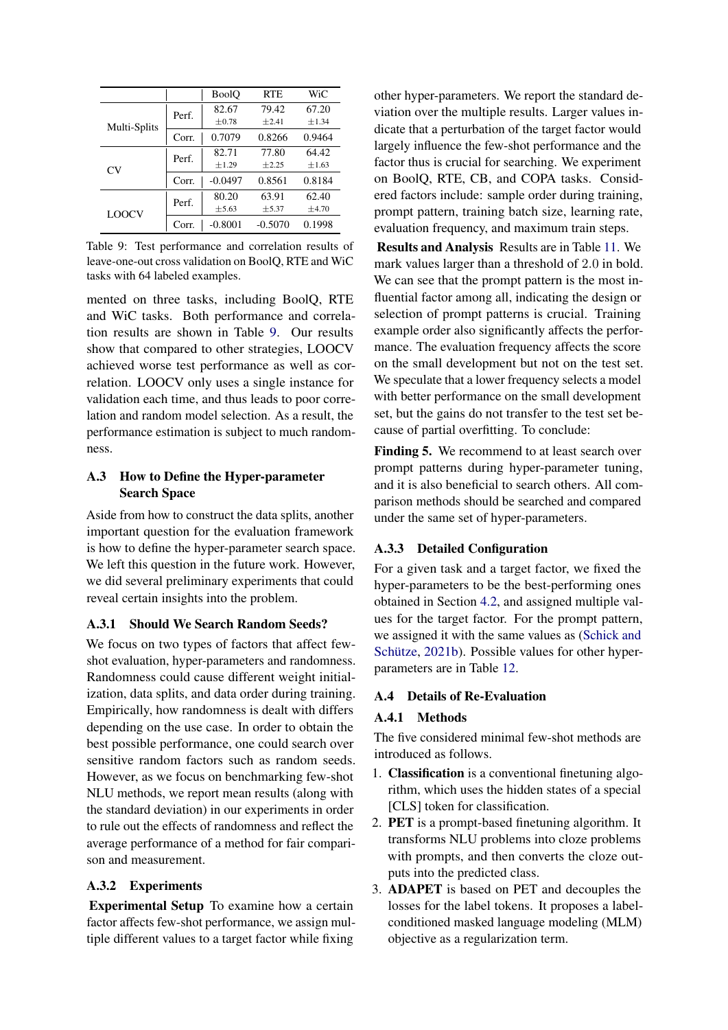| | | BoolQ | RTE | WiC |
|---|---|---|---|---|
| Multi-Splits | Perf. | 82.67 $\pm$0.78 | 79.42 $\pm$2.41 | 67.20 $\pm$1.34 |
| | Corr. | 0.7079 | 0.8266 | 0.9464 |
| CV | Perf. | 82.71 $\pm$1.29 | 77.80 $\pm$2.25 | 64.42 $\pm$1.63 |
| | Corr. | -0.0497 | 0.8561 | 0.8184 |
| LOOCV | Perf. | 80.20 $\pm$5.63 | 63.91 $\pm$5.37 | 62.40 $\pm$4.70 |
| | Corr. | -0.8001 | -0.5070 | 0.1998 |

Table 9: Test performance and correlation results of leave-one-out cross validation on BoolQ, RTE and WiC tasks with 64 labeled examples.

mented on three tasks, including BoolQ, RTE and WiC tasks. Both performance and correlation results are shown in Table 9. Our results show that compared to other strategies, LOOCV achieved worse test performance as well as correlation. LOOCV only uses a single instance for validation each time, and thus leads to poor correlation and random model selection. As a result, the performance estimation is subject to much randomness.

## A.3 How to Define the Hyper-parameter Search Space

Aside from how to construct the data splits, another important question for the evaluation framework is how to define the hyper-parameter search space. We left this question in the future work. However, we did several preliminary experiments that could reveal certain insights into the problem.

### A.3.1 Should We Search Random Seeds?

We focus on two types of factors that affect few-shot evaluation, hyper-parameters and randomness. Randomness could cause different weight initialization, data splits, and data order during training. Empirically, how randomness is dealt with differs depending on the use case. In order to obtain the best possible performance, one could search over sensitive random factors such as random seeds. However, as we focus on benchmarking few-shot NLU methods, we report mean results (along with the standard deviation) in our experiments in order to rule out the effects of randomness and reflect the average performance of a method for fair comparison and measurement.

### A.3.2 Experiments

**Experimental Setup** To examine how a certain factor affects few-shot performance, we assign multiple different values to a target factor while fixing other hyper-parameters. We report the standard deviation over the multiple results. Larger values indicate that a perturbation of the target factor would largely influence the few-shot performance and the factor thus is crucial for searching. We experiment on BoolQ, RTE, CB, and COPA tasks. Considered factors include: sample order during training, prompt pattern, training batch size, learning rate, evaluation frequency, and maximum train steps.

**Results and Analysis** Results are in Table 11. We mark values larger than a threshold of 2.0 in bold. We can see that the prompt pattern is the most influential factor among all, indicating the design or selection of prompt patterns is crucial. Training example order also significantly affects the performance. The evaluation frequency affects the score on the small development but not on the test set. We speculate that a lower frequency selects a model with better performance on the small development set, but the gains do not transfer to the test set because of partial overfitting. To conclude:

**Finding 5.** We recommend to at least search over prompt patterns during hyper-parameter tuning, and it is also beneficial to search others. All comparison methods should be searched and compared under the same set of hyper-parameters.

### A.3.3 Detailed Configuration

For a given task and a target factor, we fixed the hyper-parameters to be the best-performing ones obtained in Section 4.2, and assigned multiple values for the target factor. For the prompt pattern, we assigned it with the same values as (Schick and Schütze, 2021b). Possible values for other hyper-parameters are in Table 12.

## A.4 Details of Re-Evaluation

### A.4.1 Methods

The five considered minimal few-shot methods are introduced as follows.

1. **Classification** is a conventional finetuning algorithm, which uses the hidden states of a special [CLS] token for classification.
2. **PET** is a prompt-based finetuning algorithm. It transforms NLU problems into cloze problems with prompts, and then converts the cloze outputs into the predicted class.
3. **ADAPET** is based on PET and decouples the losses for the label tokens. It proposes a label-conditioned masked language modeling (MLM) objective as a regularization term.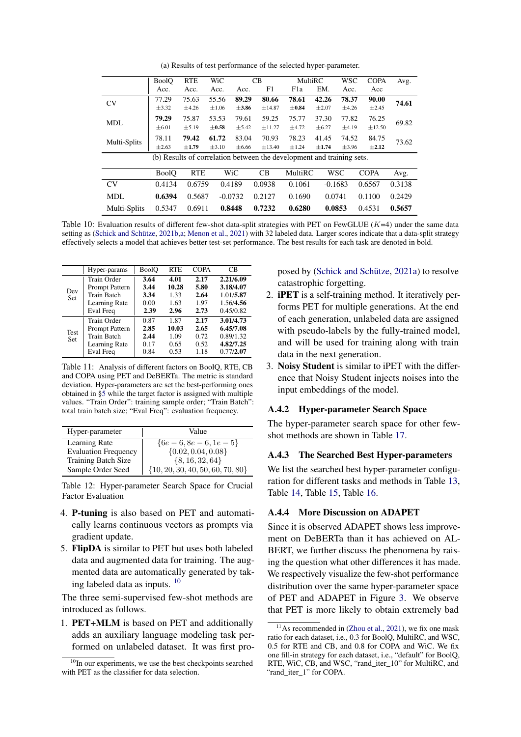(a) Results of test performance of the selected hyper-parameter.

| | BoolQ | RTE | WiC | CB | | MultiRC | | WSC | COPA | Avg. |
|---|---|---|---|---|---|---|---|---|---|---|
| | Acc. | Acc. | Acc. | Acc. | F1 | F1a | EM. | Acc. | Acc | |
| CV | 77.29 ±3.32 | 75.63 ±4.26 | 55.56 ±1.06 | **89.29** ±**3.86** | **80.66** ±14.87 | **78.61** ±**0.84** | **42.26** ±2.07 | **78.37** ±4.26 | **90.00** ±2.45 | **74.61** |
| MDL | **79.29** ±6.01 | 75.87 ±5.19 | 53.53 ±**0.58** | 79.61 ±5.42 | 59.25 ±11.27 | 75.77 ±4.72 | 37.30 ±6.27 | 77.82 ±4.19 | 76.25 ±12.50 | 69.82 |
| Multi-Splits | 78.11 ±2.63 | **79.42** ±**1.79** | **61.72** ±3.10 | 83.04 ±6.66 | 70.93 ±13.40 | 78.23 ±1.24 | 41.45 ±**1.74** | 74.52 ±3.96 | 84.75 ±**2.12** | 73.62 |

(b) Results of correlation between the development and training sets.

| | BoolQ | RTE | WiC | CB | MultiRC | WSC | COPA | Avg. |
|---|---|---|---|---|---|---|---|---|
| CV | 0.4134 | 0.6759 | 0.4189 | 0.0938 | 0.1061 | -0.1683 | 0.6567 | 0.3138 |
| MDL | **0.6394** | 0.5687 | -0.0732 | 0.2127 | 0.1690 | 0.0741 | 0.1100 | 0.2429 |
| Multi-Splits | 0.5347 | 0.6911 | **0.8448** | **0.7232** | **0.6280** | **0.0853** | 0.4531 | **0.5657** |

Table 10: Evaluation results of different few-shot data-split strategies with PET on FewGLUE ($K$=4) under the same data setting as (Schick and Schütze, 2021b,a; Menon et al., 2021) with 32 labeled data. Larger scores indicate that a data-split strategy effectively selects a model that achieves better test-set performance. The best results for each task are denoted in bold.

| | Hyper-params | BoolQ | RTE | COPA | CB |
|---|---|---|---|---|---|
| Dev Set | Train Order | **3.64** | **4.01** | **2.17** | **2.21/6.09** |
| | Prompt Pattern | **3.44** | **10.28** | **5.80** | **3.18/4.07** |
| | Train Batch | **3.34** | 1.33 | **2.64** | 1.01/**5.87** |
| | Learning Rate | 0.00 | 1.63 | 1.97 | 1.56/**4.56** |
| | Eval Freq | **2.39** | **2.96** | **2.73** | 0.45/0.82 |
| Test Set | Train Order | 0.87 | 1.87 | **2.17** | **3.01/4.73** |
| | Prompt Pattern | **2.85** | **10.03** | **2.65** | **6.45/7.08** |
| | Train Batch | **2.44** | 1.09 | 0.72 | 0.89/1.32 |
| | Learning Rate | 0.17 | 0.65 | 0.52 | **4.82/7.25** |
| | Eval Freq | 0.84 | 0.53 | 1.18 | 0.77/**2.07** |

Table 11: Analysis of different factors on BoolQ, RTE, CB and COPA using PET and DeBERTa. The metric is standard deviation. Hyper-parameters are set the best-performing ones obtained in §5 while the target factor is assigned with multiple values. "Train Order": training sample order; "Train Batch": total train batch size; "Eval Freq": evaluation frequency.

| Hyper-parameter | Value |
|---|---|
| Learning Rate | $\{6e-6, 8e-6, 1e-5\}$ |
| Evaluation Frequency | $\{0.02, 0.04, 0.08\}$ |
| Training Batch Size | $\{8, 16, 32, 64\}$ |
| Sample Order Seed | $\{10, 20, 30, 40, 50, 60, 70, 80\}$ |

Table 12: Hyper-parameter Search Space for Crucial Factor Evaluation

4. **P-tuning** is also based on PET and automatically learns continuous vectors as prompts via gradient update.
5. **FlipDA** is similar to PET but uses both labeled data and augmented data for training. The augmented data are automatically generated by taking labeled data as inputs. [10]

The three semi-supervised few-shot methods are introduced as follows.

1. **PET+MLM** is based on PET and additionally adds an auxiliary language modeling task performed on unlabeled dataset. It was first proposed by (Schick and Schütze, 2021a) to resolve catastrophic forgetting.
2. **iPET** is a self-training method. It iteratively performs PET for multiple generations. At the end of each generation, unlabeled data are assigned with pseudo-labels by the fully-trained model, and will be used for training along with train data in the next generation.
3. **Noisy Student** is similar to iPET with the difference that Noisy Student injects noises into the input embeddings of the model.

### A.4.2 Hyper-parameter Search Space

The hyper-parameter search space for other few-shot methods are shown in Table 17.

### A.4.3 The Searched Best Hyper-parameters

We list the searched best hyper-parameter configuration for different tasks and methods in Table 13, Table 14, Table 15, Table 16.

### A.4.4 More Discussion on ADAPET

Since it is observed ADAPET shows less improvement on DeBERTa than it has achieved on ALBERT, we further discuss the phenomena by raising the question what other differences it has made. We respectively visualize the few-shot performance distribution over the same hyper-parameter space of PET and ADAPET in Figure 3. We observe that PET is more likely to obtain extremely bad

[10] In our experiments, we use the best checkpoints searched with PET as the classifier for data selection.

[11] As recommended in (Zhou et al., 2021), we fix one mask ratio for each dataset, i.e., 0.3 for BoolQ, MultiRC, and WSC, 0.5 for RTE and CB, and 0.8 for COPA and WiC. We fix one fill-in strategy for each dataset, i.e., "default" for BoolQ, RTE, WiC, CB, and WSC, "rand_iter_10" for MultiRC, and "rand_iter_1" for COPA.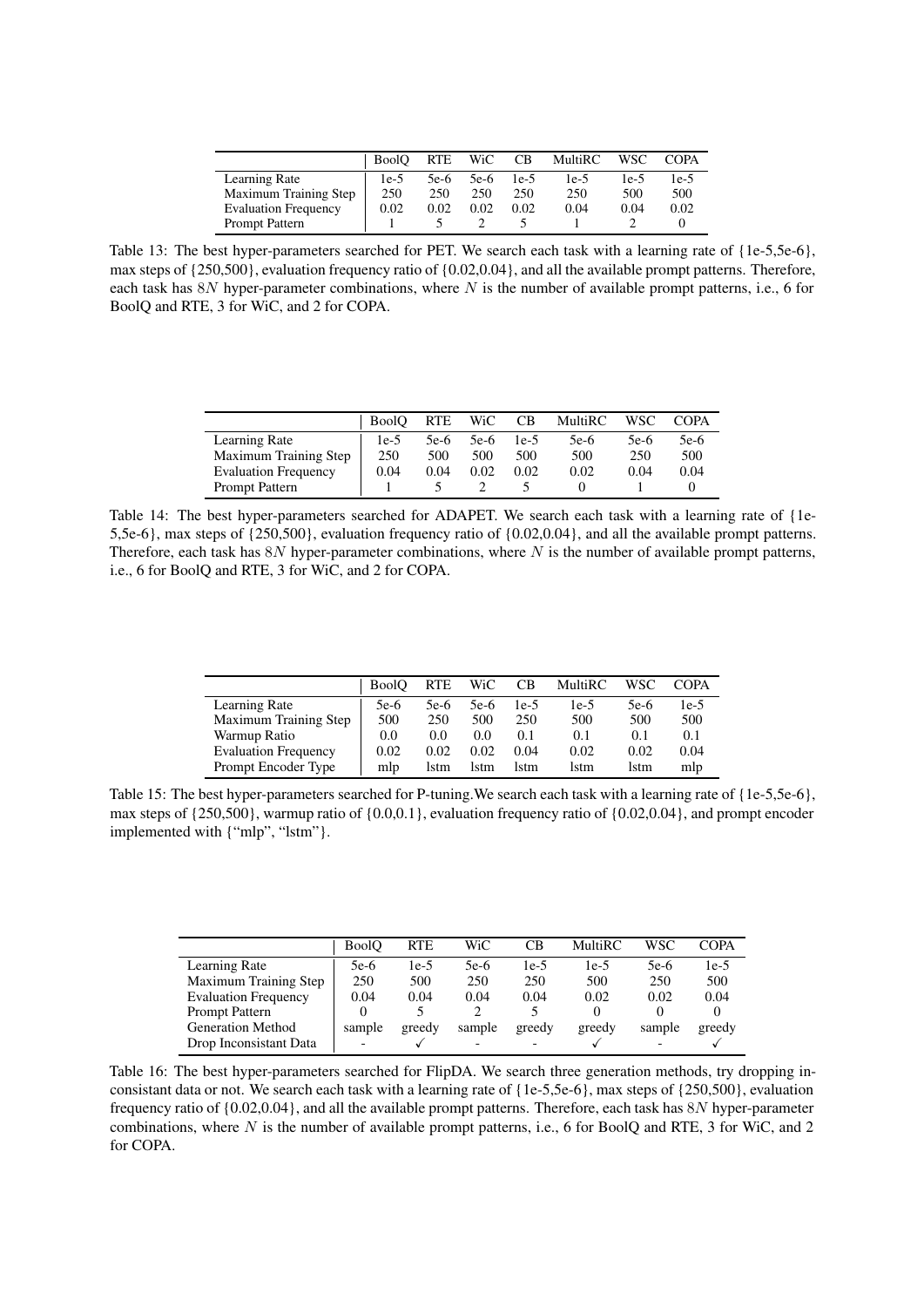| | BoolQ | RTE | WiC | CB | MultiRC | WSC | COPA |
|---|---|---|---|---|---|---|---|
| Learning Rate | 1e-5 | 5e-6 | 5e-6 | 1e-5 | 1e-5 | 1e-5 | 1e-5 |
| Maximum Training Step | 250 | 250 | 250 | 250 | 250 | 500 | 500 |
| Evaluation Frequency | 0.02 | 0.02 | 0.02 | 0.02 | 0.04 | 0.04 | 0.02 |
| Prompt Pattern | 1 | 5 | 2 | 5 | 1 | 2 | 0 |

Table 13: The best hyper-parameters searched for PET. We search each task with a learning rate of {1e-5,5e-6}, max steps of {250,500}, evaluation frequency ratio of {0.02,0.04}, and all the available prompt patterns. Therefore, each task has $8N$ hyper-parameter combinations, where $N$ is the number of available prompt patterns, i.e., 6 for BoolQ and RTE, 3 for WiC, and 2 for COPA.

| | BoolQ | RTE | WiC | CB | MultiRC | WSC | COPA |
|---|---|---|---|---|---|---|---|
| Learning Rate | 1e-5 | 5e-6 | 5e-6 | 1e-5 | 5e-6 | 5e-6 | 5e-6 |
| Maximum Training Step | 250 | 500 | 500 | 500 | 500 | 250 | 500 |
| Evaluation Frequency | 0.04 | 0.04 | 0.02 | 0.02 | 0.02 | 0.04 | 0.04 |
| Prompt Pattern | 1 | 5 | 2 | 5 | 0 | 1 | 0 |

Table 14: The best hyper-parameters searched for ADAPET. We search each task with a learning rate of {1e-5,5e-6}, max steps of {250,500}, evaluation frequency ratio of {0.02,0.04}, and all the available prompt patterns. Therefore, each task has $8N$ hyper-parameter combinations, where $N$ is the number of available prompt patterns, i.e., 6 for BoolQ and RTE, 3 for WiC, and 2 for COPA.

| | BoolQ | RTE | WiC | CB | MultiRC | WSC | COPA |
|---|---|---|---|---|---|---|---|
| Learning Rate | 5e-6 | 5e-6 | 5e-6 | 1e-5 | 1e-5 | 5e-6 | 1e-5 |
| Maximum Training Step | 500 | 250 | 500 | 250 | 500 | 500 | 500 |
| Warmup Ratio | 0.0 | 0.0 | 0.0 | 0.1 | 0.1 | 0.1 | 0.1 |
| Evaluation Frequency | 0.02 | 0.02 | 0.02 | 0.04 | 0.02 | 0.02 | 0.04 |
| Prompt Encoder Type | mlp | lstm | lstm | lstm | lstm | lstm | mlp |

Table 15: The best hyper-parameters searched for P-tuning.We search each task with a learning rate of {1e-5,5e-6}, max steps of {250,500}, warmup ratio of {0.0,0.1}, evaluation frequency ratio of {0.02,0.04}, and prompt encoder implemented with {"mlp", "lstm"}.

| | BoolQ | RTE | WiC | CB | MultiRC | WSC | COPA |
|---|---|---|---|---|---|---|---|
| Learning Rate | 5e-6 | 1e-5 | 5e-6 | 1e-5 | 1e-5 | 5e-6 | 1e-5 |
| Maximum Training Step | 250 | 500 | 250 | 250 | 500 | 250 | 500 |
| Evaluation Frequency | 0.04 | 0.04 | 0.04 | 0.04 | 0.02 | 0.02 | 0.04 |
| Prompt Pattern | 0 | 5 | 2 | 5 | 0 | 0 | 0 |
| Generation Method | sample | greedy | sample | greedy | greedy | sample | greedy |
| Drop Inconsistant Data | - | ✓ | - | - | ✓ | - | ✓ |

Table 16: The best hyper-parameters searched for FlipDA. We search three generation methods, try dropping inconsistant data or not. We search each task with a learning rate of {1e-5,5e-6}, max steps of {250,500}, evaluation frequency ratio of {0.02,0.04}, and all the available prompt patterns. Therefore, each task has $8N$ hyper-parameter combinations, where $N$ is the number of available prompt patterns, i.e., 6 for BoolQ and RTE, 3 for WiC, and 2 for COPA.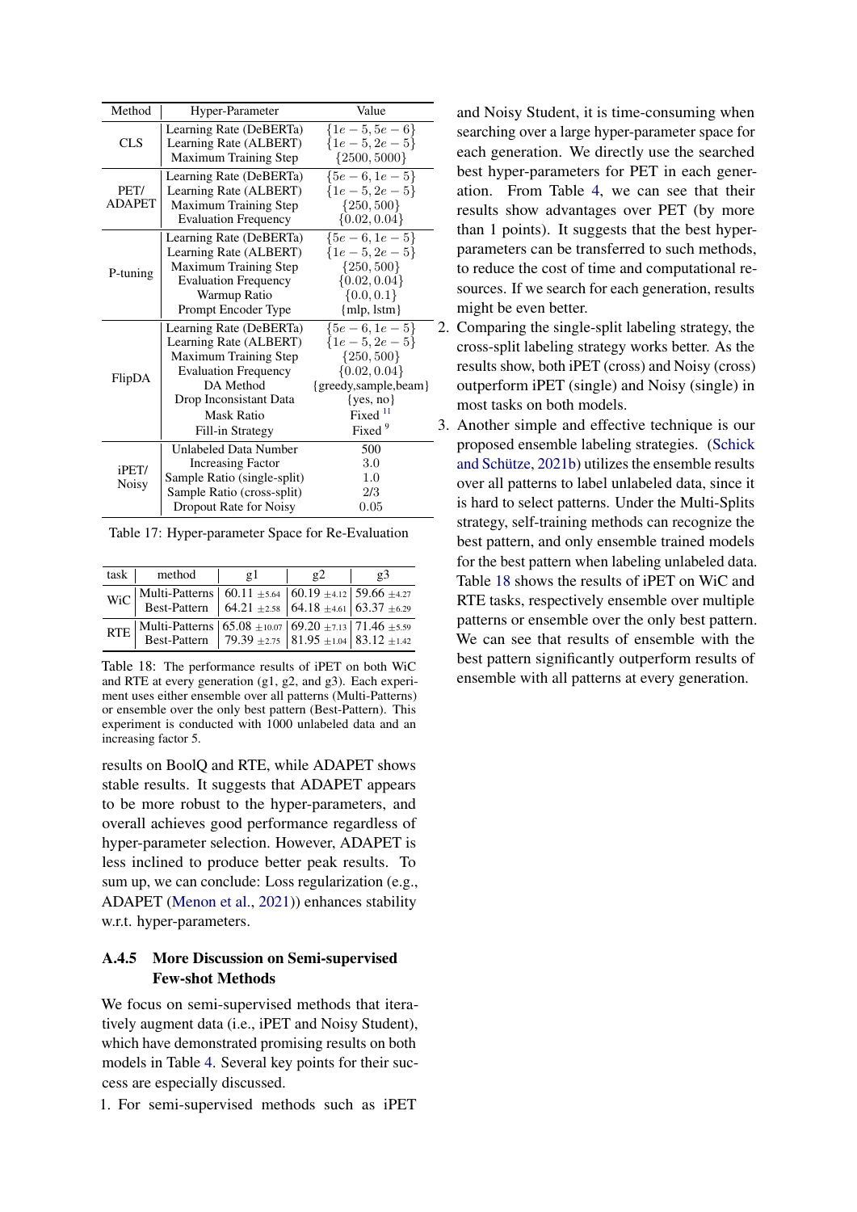| Method | Hyper-Parameter | Value |
|---|---|---|
| CLS | Learning Rate (DeBERTa) | $\{1e-5, 5e-6\}$ |
| | Learning Rate (ALBERT) | $\{1e-5, 2e-5\}$ |
| | Maximum Training Step | $\{2500, 5000\}$ |
| PET/ ADAPET | Learning Rate (DeBERTa) | $\{5e-6, 1e-5\}$ |
| | Learning Rate (ALBERT) | $\{1e-5, 2e-5\}$ |
| | Maximum Training Step | $\{250, 500\}$ |
| | Evaluation Frequency | $\{0.02, 0.04\}$ |
| P-tuning | Learning Rate (DeBERTa) | $\{5e-6, 1e-5\}$ |
| | Learning Rate (ALBERT) | $\{1e-5, 2e-5\}$ |
| | Maximum Training Step | $\{250, 500\}$ |
| | Evaluation Frequency | $\{0.02, 0.04\}$ |
| | Warmup Ratio | $\{0.0, 0.1\}$ |
| | Prompt Encoder Type | {mlp, lstm} |
| FlipDA | Learning Rate (DeBERTa) | $\{5e-6, 1e-5\}$ |
| | Learning Rate (ALBERT) | $\{1e-5, 2e-5\}$ |
| | Maximum Training Step | $\{250, 500\}$ |
| | Evaluation Frequency | $\{0.02, 0.04\}$ |
| | DA Method | {greedy,sample,beam} |
| | Drop Inconsistant Data | {yes, no} |
| | Mask Ratio | Fixed [11] |
| | Fill-in Strategy | Fixed [9] |
| iPET/ Noisy | Unlabeled Data Number | 500 |
| | Increasing Factor | 3.0 |
| | Sample Ratio (single-split) | 1.0 |
| | Sample Ratio (cross-split) | 2/3 |
| | Dropout Rate for Noisy | 0.05 |

Table 17: Hyper-parameter Space for Re-Evaluation

| task | method | g1 | g2 | g3 |
|---|---|---|---|---|
| WiC | Multi-Patterns | 60.11 $\pm$5.64 | 60.19 $\pm$4.12 | 59.66 $\pm$4.27 |
| | Best-Pattern | 64.21 $\pm$2.58 | 64.18 $\pm$4.61 | 63.37 $\pm$6.29 |
| RTE | Multi-Patterns | 65.08 $\pm$10.07 | 69.20 $\pm$7.13 | 71.46 $\pm$5.59 |
| | Best-Pattern | 79.39 $\pm$2.75 | 81.95 $\pm$1.04 | 83.12 $\pm$1.42 |

Table 18: The performance results of iPET on both WiC and RTE at every generation (g1, g2, and g3). Each experiment uses either ensemble over all patterns (Multi-Patterns) or ensemble over the only best pattern (Best-Pattern). This experiment is conducted with 1000 unlabeled data and an increasing factor 5.

results on BoolQ and RTE, while ADAPET shows stable results. It suggests that ADAPET appears to be more robust to the hyper-parameters, and overall achieves good performance regardless of hyper-parameter selection. However, ADAPET is less inclined to produce better peak results. To sum up, we can conclude: Loss regularization (e.g., ADAPET (Menon et al., 2021)) enhances stability w.r.t. hyper-parameters.

### A.4.5 More Discussion on Semi-supervised Few-shot Methods

We focus on semi-supervised methods that iteratively augment data (i.e., iPET and Noisy Student), which have demonstrated promising results on both models in Table 4. Several key points for their success are especially discussed.

1. For semi-supervised methods such as iPET and Noisy Student, it is time-consuming when searching over a large hyper-parameter space for each generation. We directly use the searched best hyper-parameters for PET in each generation. From Table 4, we can see that their results show advantages over PET (by more than 1 points). It suggests that the best hyper-parameters can be transferred to such methods, to reduce the cost of time and computational resources. If we search for each generation, results might be even better.
2. Comparing the single-split labeling strategy, the cross-split labeling strategy works better. As the results show, both iPET (cross) and Noisy (cross) outperform iPET (single) and Noisy (single) in most tasks on both models.
3. Another simple and effective technique is our proposed ensemble labeling strategies. (Schick and Schütze, 2021b) utilizes the ensemble results over all patterns to label unlabeled data, since it is hard to select patterns. Under the Multi-Splits strategy, self-training methods can recognize the best pattern, and only ensemble trained models for the best pattern when labeling unlabeled data. Table 18 shows the results of iPET on WiC and RTE tasks, respectively ensemble over multiple patterns or ensemble over the only best pattern. We can see that results of ensemble with the best pattern significantly outperform results of ensemble with all patterns at every generation.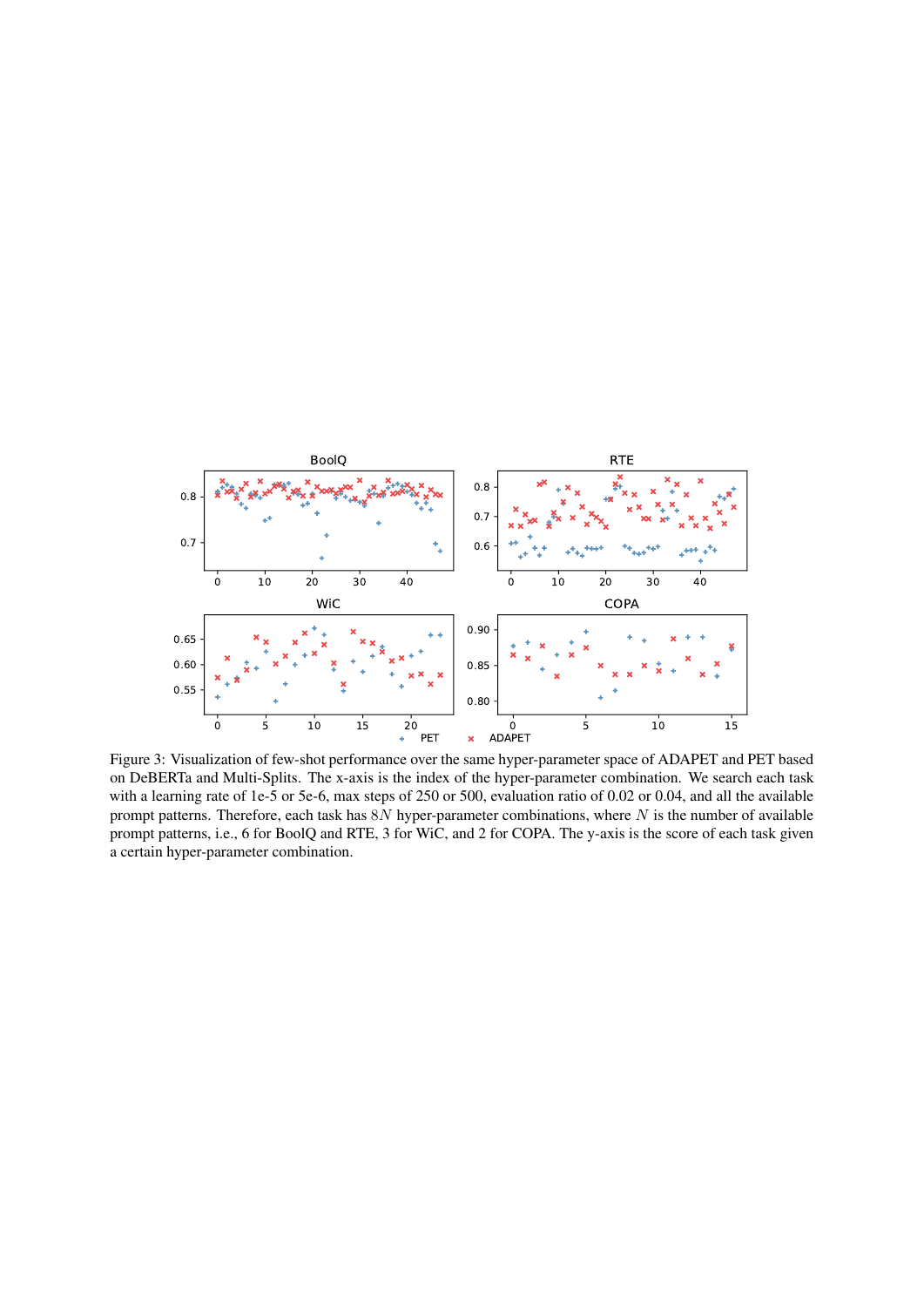BoolQ

0.8

0.7

0 10 20 30 40

RTE

0.8

0.7

0.6

0 10 20 30 40

WiC

0.65

0.60

0.55

0 5 10 15 20

COPA

0.90

0.85

0.80

0 5 10 15

PET ADAPET

Figure 3: Visualization of few-shot performance over the same hyper-parameter space of ADAPET and PET based on DeBERTa and Multi-Splits. The x-axis is the index of the hyper-parameter combination. We search each task with a learning rate of 1e-5 or 5e-6, max steps of 250 or 500, evaluation ratio of 0.02 or 0.04, and all the available prompt patterns. Therefore, each task has $8N$ hyper-parameter combinations, where $N$ is the number of available prompt patterns, i.e., 6 for BoolQ and RTE, 3 for WiC, and 2 for COPA. The y-axis is the score of each task given a certain hyper-parameter combination.